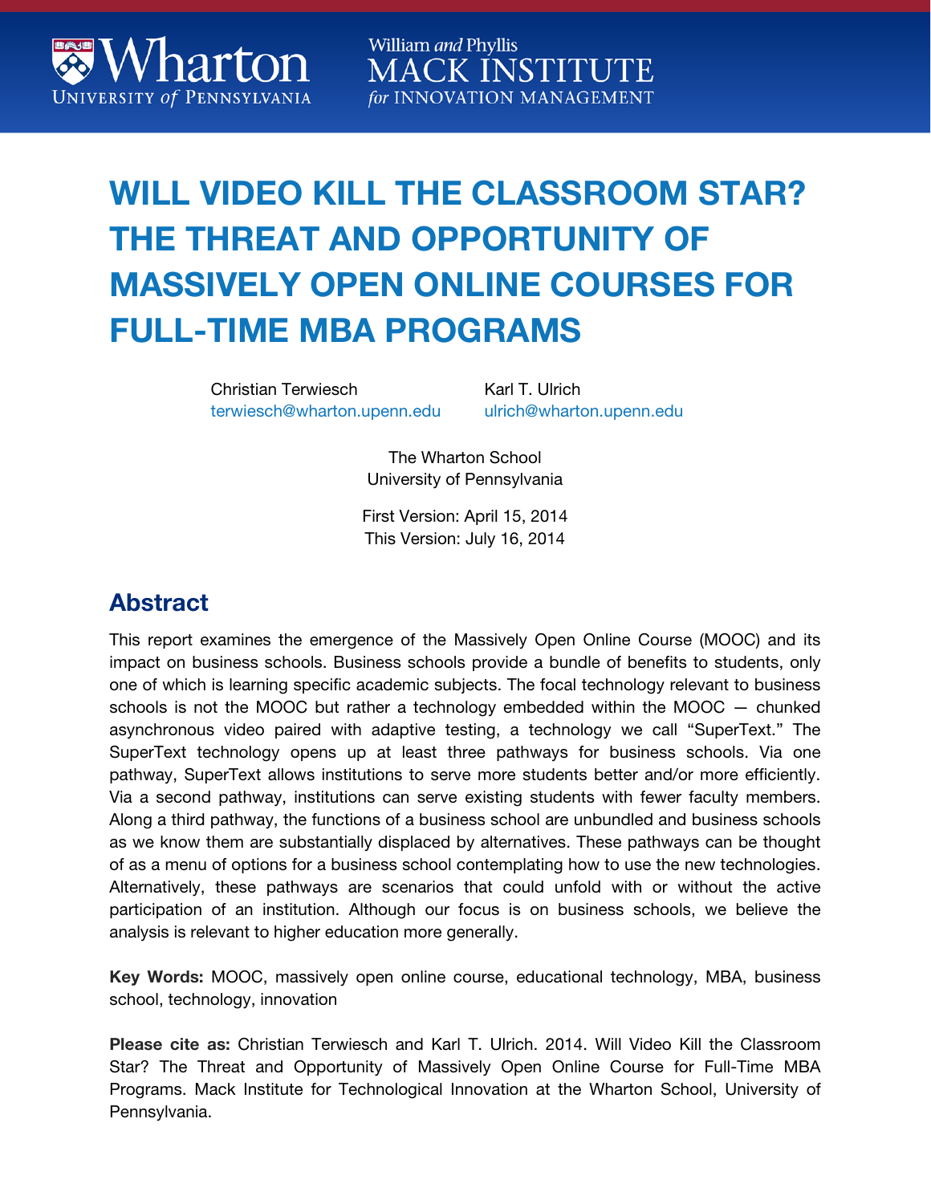Wharton University of Pennsylvania

William *and* Phyllis MACK INSTITUTE *for* INNOVATION MANAGEMENT

# WILL VIDEO KILL THE CLASSROOM STAR? THE THREAT AND OPPORTUNITY OF MASSIVELY OPEN ONLINE COURSES FOR FULL-TIME MBA PROGRAMS

Christian Terwiesch
terwiesch@wharton.upenn.edu

Karl T. Ulrich
ulrich@wharton.upenn.edu

The Wharton School
University of Pennsylvania

First Version: April 15, 2014
This Version: July 16, 2014

## Abstract

This report examines the emergence of the Massively Open Online Course (MOOC) and its impact on business schools. Business schools provide a bundle of benefits to students, only one of which is learning specific academic subjects. The focal technology relevant to business schools is not the MOOC but rather a technology embedded within the MOOC — chunked asynchronous video paired with adaptive testing, a technology we call "SuperText." The SuperText technology opens up at least three pathways for business schools. Via one pathway, SuperText allows institutions to serve more students better and/or more efficiently. Via a second pathway, institutions can serve existing students with fewer faculty members. Along a third pathway, the functions of a business school are unbundled and business schools as we know them are substantially displaced by alternatives. These pathways can be thought of as a menu of options for a business school contemplating how to use the new technologies. Alternatively, these pathways are scenarios that could unfold with or without the active participation of an institution. Although our focus is on business schools, we believe the analysis is relevant to higher education more generally.

**Key Words:** MOOC, massively open online course, educational technology, MBA, business school, technology, innovation

**Please cite as:** Christian Terwiesch and Karl T. Ulrich. 2014. Will Video Kill the Classroom Star? The Threat and Opportunity of Massively Open Online Course for Full-Time MBA Programs. Mack Institute for Technological Innovation at the Wharton School, University of Pennsylvania.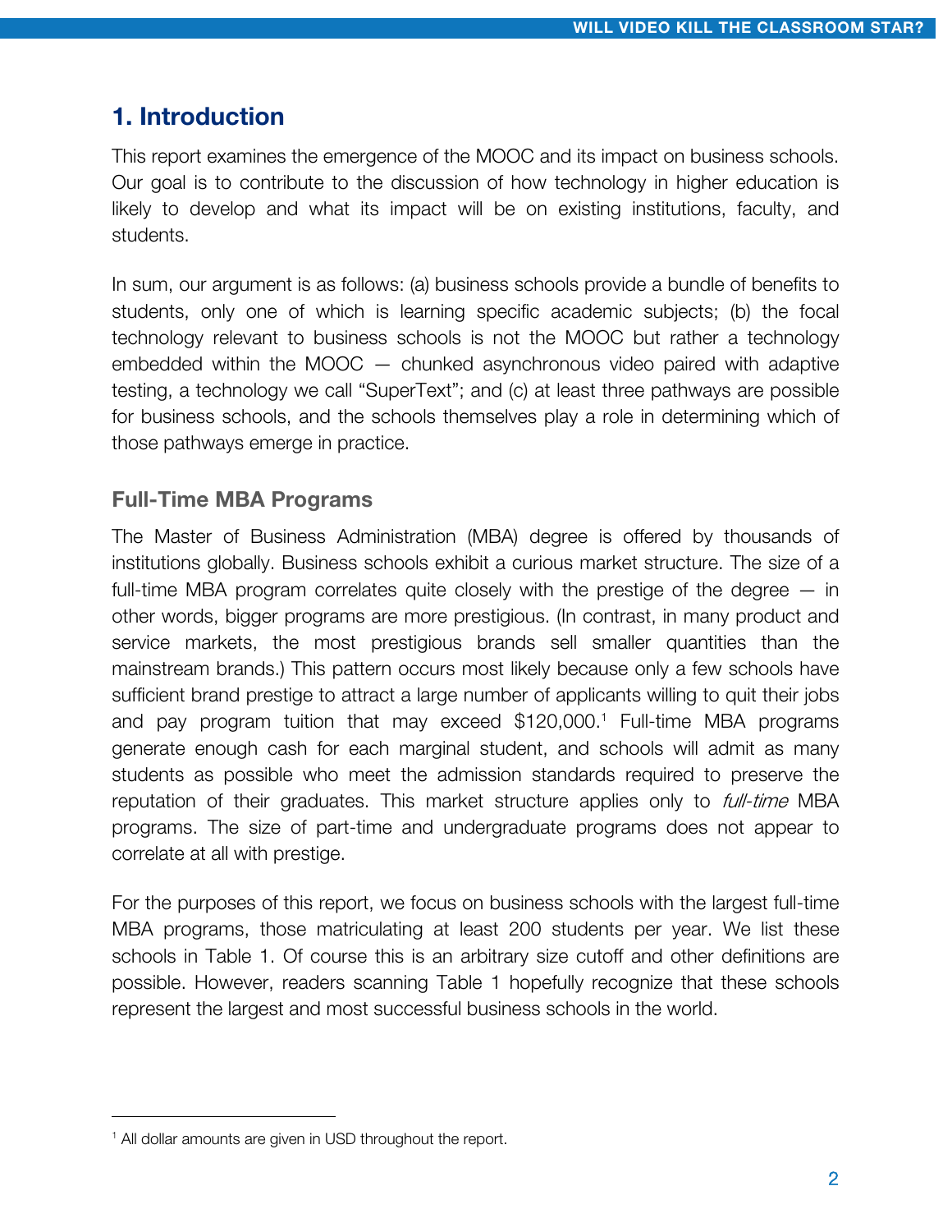# 1. Introduction

This report examines the emergence of the MOOC and its impact on business schools. Our goal is to contribute to the discussion of how technology in higher education is likely to develop and what its impact will be on existing institutions, faculty, and students.

In sum, our argument is as follows: (a) business schools provide a bundle of benefits to students, only one of which is learning specific academic subjects; (b) the focal technology relevant to business schools is not the MOOC but rather a technology embedded within the MOOC — chunked asynchronous video paired with adaptive testing, a technology we call "SuperText"; and (c) at least three pathways are possible for business schools, and the schools themselves play a role in determining which of those pathways emerge in practice.

## Full-Time MBA Programs

The Master of Business Administration (MBA) degree is offered by thousands of institutions globally. Business schools exhibit a curious market structure. The size of a full-time MBA program correlates quite closely with the prestige of the degree — in other words, bigger programs are more prestigious. (In contrast, in many product and service markets, the most prestigious brands sell smaller quantities than the mainstream brands.) This pattern occurs most likely because only a few schools have sufficient brand prestige to attract a large number of applicants willing to quit their jobs and pay program tuition that may exceed $120,000.[1] Full-time MBA programs generate enough cash for each marginal student, and schools will admit as many students as possible who meet the admission standards required to preserve the reputation of their graduates. This market structure applies only to *full-time* MBA programs. The size of part-time and undergraduate programs does not appear to correlate at all with prestige.

For the purposes of this report, we focus on business schools with the largest full-time MBA programs, those matriculating at least 200 students per year. We list these schools in Table 1. Of course this is an arbitrary size cutoff and other definitions are possible. However, readers scanning Table 1 hopefully recognize that these schools represent the largest and most successful business schools in the world.

---

[1] All dollar amounts are given in USD throughout the report.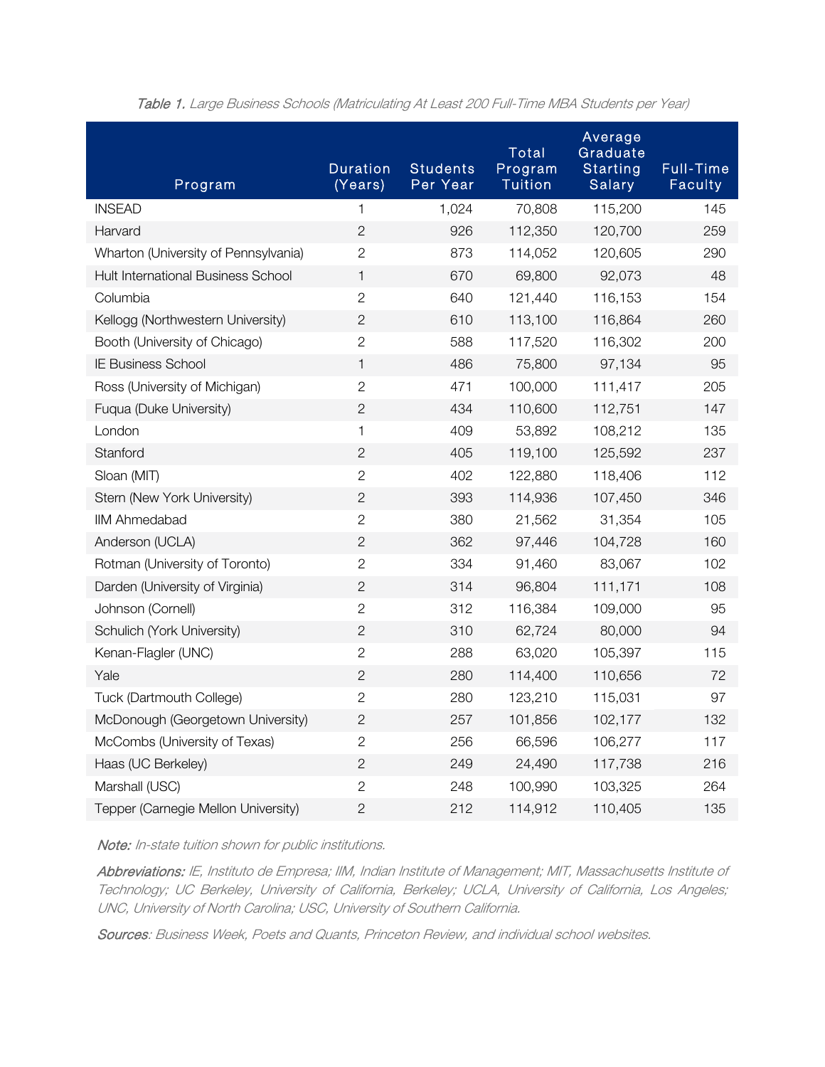*Table 1. Large Business Schools (Matriculating At Least 200 Full-Time MBA Students per Year)*

| Program | Duration (Years) | Students Per Year | Total Program Tuition | Average Graduate Starting Salary | Full-Time Faculty |
|---|---|---|---|---|---|
| INSEAD | 1 | 1,024 | 70,808 | 115,200 | 145 |
| Harvard | 2 | 926 | 112,350 | 120,700 | 259 |
| Wharton (University of Pennsylvania) | 2 | 873 | 114,052 | 120,605 | 290 |
| Hult International Business School | 1 | 670 | 69,800 | 92,073 | 48 |
| Columbia | 2 | 640 | 121,440 | 116,153 | 154 |
| Kellogg (Northwestern University) | 2 | 610 | 113,100 | 116,864 | 260 |
| Booth (University of Chicago) | 2 | 588 | 117,520 | 116,302 | 200 |
| IE Business School | 1 | 486 | 75,800 | 97,134 | 95 |
| Ross (University of Michigan) | 2 | 471 | 100,000 | 111,417 | 205 |
| Fuqua (Duke University) | 2 | 434 | 110,600 | 112,751 | 147 |
| London | 1 | 409 | 53,892 | 108,212 | 135 |
| Stanford | 2 | 405 | 119,100 | 125,592 | 237 |
| Sloan (MIT) | 2 | 402 | 122,880 | 118,406 | 112 |
| Stern (New York University) | 2 | 393 | 114,936 | 107,450 | 346 |
| IIM Ahmedabad | 2 | 380 | 21,562 | 31,354 | 105 |
| Anderson (UCLA) | 2 | 362 | 97,446 | 104,728 | 160 |
| Rotman (University of Toronto) | 2 | 334 | 91,460 | 83,067 | 102 |
| Darden (University of Virginia) | 2 | 314 | 96,804 | 111,171 | 108 |
| Johnson (Cornell) | 2 | 312 | 116,384 | 109,000 | 95 |
| Schulich (York University) | 2 | 310 | 62,724 | 80,000 | 94 |
| Kenan-Flagler (UNC) | 2 | 288 | 63,020 | 105,397 | 115 |
| Yale | 2 | 280 | 114,400 | 110,656 | 72 |
| Tuck (Dartmouth College) | 2 | 280 | 123,210 | 115,031 | 97 |
| McDonough (Georgetown University) | 2 | 257 | 101,856 | 102,177 | 132 |
| McCombs (University of Texas) | 2 | 256 | 66,596 | 106,277 | 117 |
| Haas (UC Berkeley) | 2 | 249 | 24,490 | 117,738 | 216 |
| Marshall (USC) | 2 | 248 | 100,990 | 103,325 | 264 |
| Tepper (Carnegie Mellon University) | 2 | 212 | 114,912 | 110,405 | 135 |

*Note: In-state tuition shown for public institutions.*

*Abbreviations: IE, Instituto de Empresa; IIM, Indian Institute of Management; MIT, Massachusetts Institute of Technology; UC Berkeley, University of California, Berkeley; UCLA, University of California, Los Angeles; UNC, University of North Carolina; USC, University of Southern California.*

*Sources: Business Week, Poets and Quants, Princeton Review, and individual school websites.*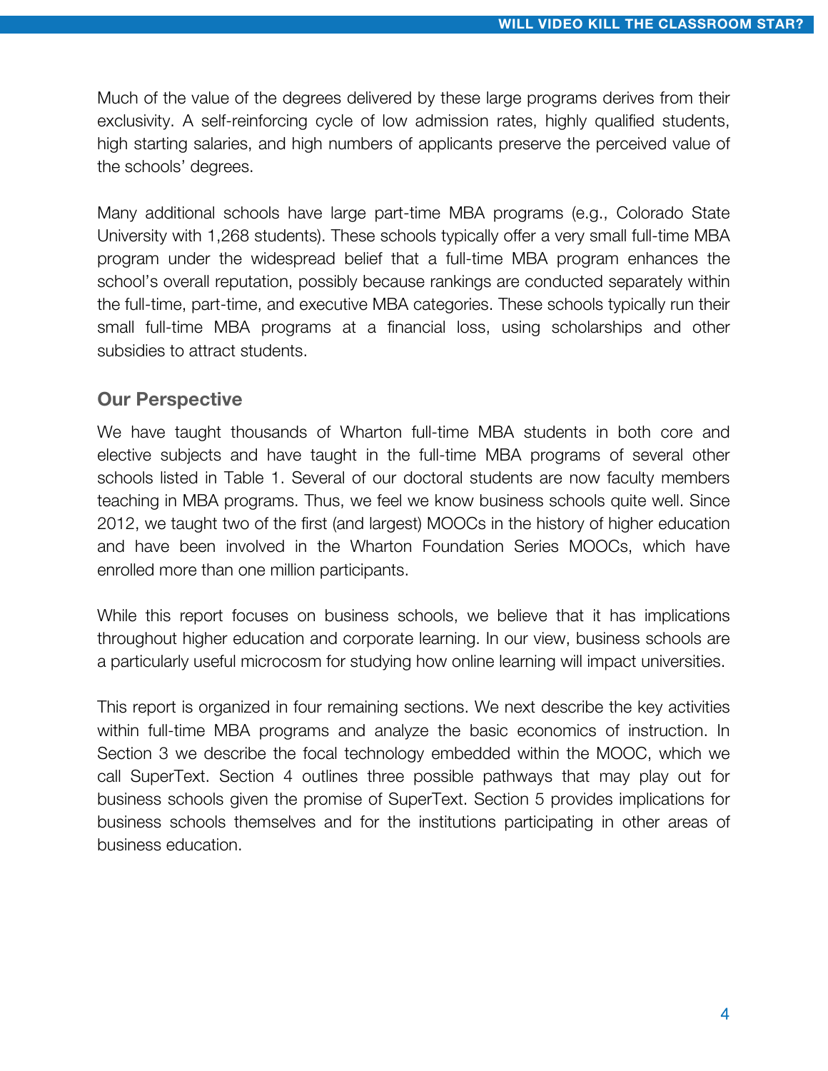Much of the value of the degrees delivered by these large programs derives from their exclusivity. A self-reinforcing cycle of low admission rates, highly qualified students, high starting salaries, and high numbers of applicants preserve the perceived value of the schools' degrees.

Many additional schools have large part-time MBA programs (e.g., Colorado State University with 1,268 students). These schools typically offer a very small full-time MBA program under the widespread belief that a full-time MBA program enhances the school's overall reputation, possibly because rankings are conducted separately within the full-time, part-time, and executive MBA categories. These schools typically run their small full-time MBA programs at a financial loss, using scholarships and other subsidies to attract students.

## Our Perspective

We have taught thousands of Wharton full-time MBA students in both core and elective subjects and have taught in the full-time MBA programs of several other schools listed in Table 1. Several of our doctoral students are now faculty members teaching in MBA programs. Thus, we feel we know business schools quite well. Since 2012, we taught two of the first (and largest) MOOCs in the history of higher education and have been involved in the Wharton Foundation Series MOOCs, which have enrolled more than one million participants.

While this report focuses on business schools, we believe that it has implications throughout higher education and corporate learning. In our view, business schools are a particularly useful microcosm for studying how online learning will impact universities.

This report is organized in four remaining sections. We next describe the key activities within full-time MBA programs and analyze the basic economics of instruction. In Section 3 we describe the focal technology embedded within the MOOC, which we call SuperText. Section 4 outlines three possible pathways that may play out for business schools given the promise of SuperText. Section 5 provides implications for business schools themselves and for the institutions participating in other areas of business education.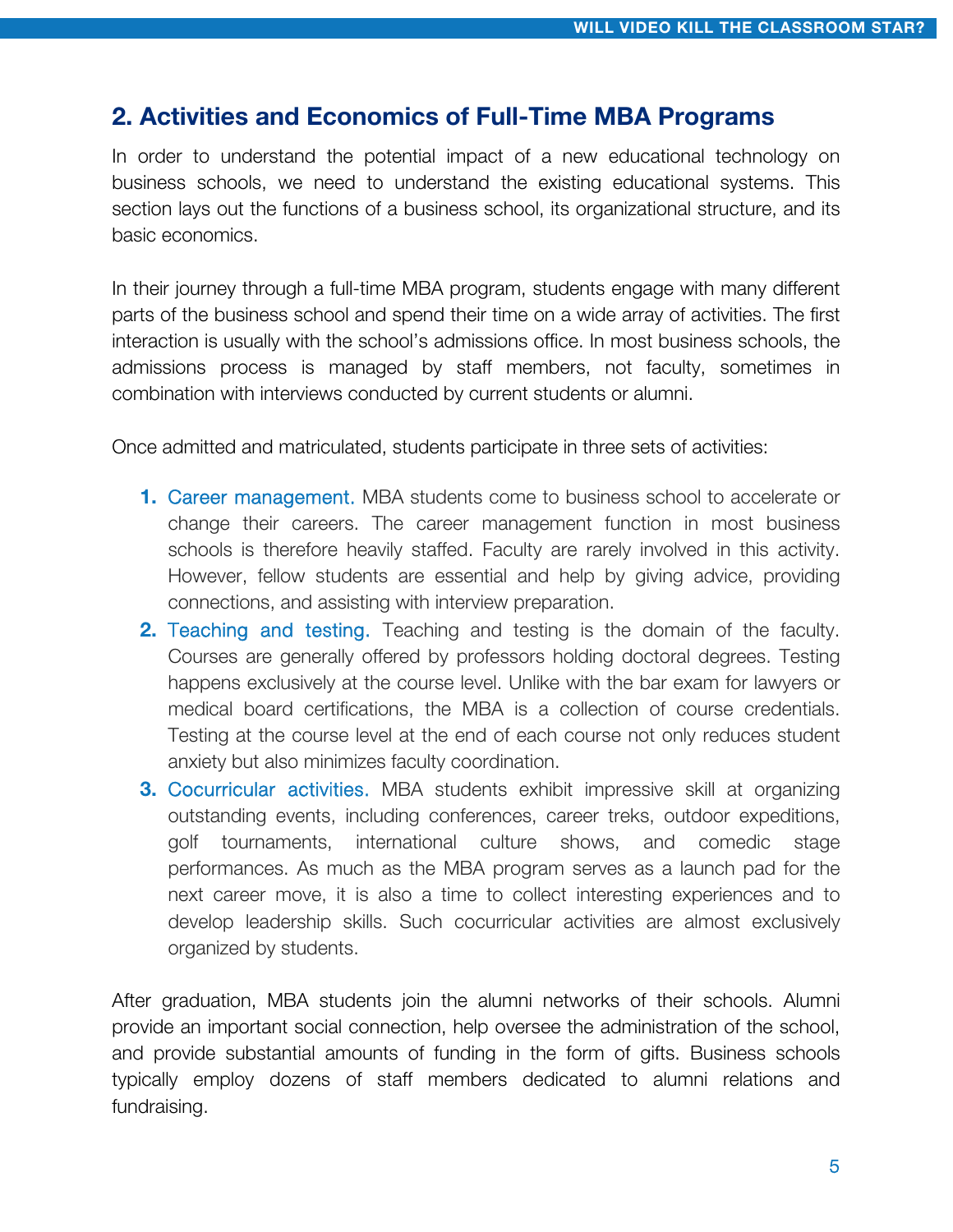## 2. Activities and Economics of Full-Time MBA Programs

In order to understand the potential impact of a new educational technology on business schools, we need to understand the existing educational systems. This section lays out the functions of a business school, its organizational structure, and its basic economics.

In their journey through a full-time MBA program, students engage with many different parts of the business school and spend their time on a wide array of activities. The first interaction is usually with the school's admissions office. In most business schools, the admissions process is managed by staff members, not faculty, sometimes in combination with interviews conducted by current students or alumni.

Once admitted and matriculated, students participate in three sets of activities:

1. **Career management.** MBA students come to business school to accelerate or change their careers. The career management function in most business schools is therefore heavily staffed. Faculty are rarely involved in this activity. However, fellow students are essential and help by giving advice, providing connections, and assisting with interview preparation.
2. **Teaching and testing.** Teaching and testing is the domain of the faculty. Courses are generally offered by professors holding doctoral degrees. Testing happens exclusively at the course level. Unlike with the bar exam for lawyers or medical board certifications, the MBA is a collection of course credentials. Testing at the course level at the end of each course not only reduces student anxiety but also minimizes faculty coordination.
3. **Cocurricular activities.** MBA students exhibit impressive skill at organizing outstanding events, including conferences, career treks, outdoor expeditions, golf tournaments, international culture shows, and comedic stage performances. As much as the MBA program serves as a launch pad for the next career move, it is also a time to collect interesting experiences and to develop leadership skills. Such cocurricular activities are almost exclusively organized by students.

After graduation, MBA students join the alumni networks of their schools. Alumni provide an important social connection, help oversee the administration of the school, and provide substantial amounts of funding in the form of gifts. Business schools typically employ dozens of staff members dedicated to alumni relations and fundraising.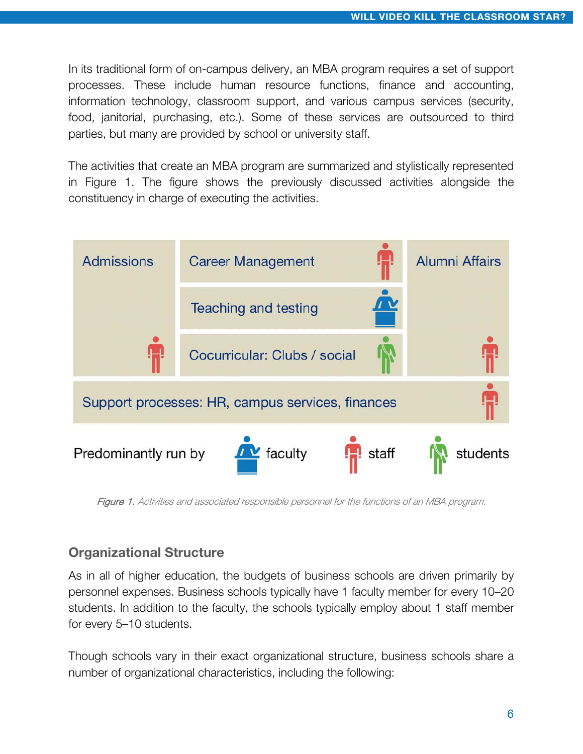In its traditional form of on-campus delivery, an MBA program requires a set of support processes. These include human resource functions, finance and accounting, information technology, classroom support, and various campus services (security, food, janitorial, purchasing, etc.). Some of these services are outsourced to third parties, but many are provided by school or university staff.

The activities that create an MBA program are summarized and stylistically represented in Figure 1. The figure shows the previously discussed activities alongside the constituency in charge of executing the activities.

| Activity | Predominantly run by |
| --- | --- |
| Admissions | staff |
| Career Management | staff |
| Teaching and testing | faculty |
| Cocurricular: Clubs / social | students |
| Alumni Affairs | staff |
| Support processes: HR, campus services, finances | staff |

*Figure 1.* Activities and associated responsible personnel for the functions of an MBA program.

## Organizational Structure

As in all of higher education, the budgets of business schools are driven primarily by personnel expenses. Business schools typically have 1 faculty member for every 10–20 students. In addition to the faculty, the schools typically employ about 1 staff member for every 5–10 students.

Though schools vary in their exact organizational structure, business schools share a number of organizational characteristics, including the following: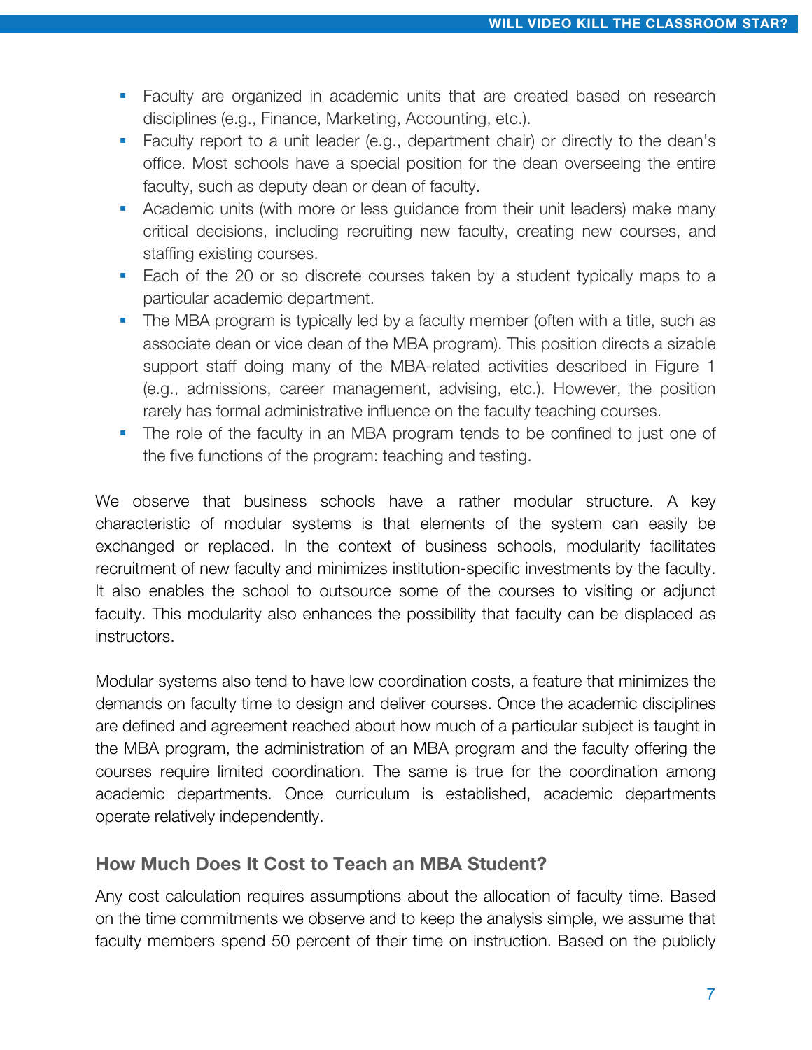- Faculty are organized in academic units that are created based on research disciplines (e.g., Finance, Marketing, Accounting, etc.).
- Faculty report to a unit leader (e.g., department chair) or directly to the dean's office. Most schools have a special position for the dean overseeing the entire faculty, such as deputy dean or dean of faculty.
- Academic units (with more or less guidance from their unit leaders) make many critical decisions, including recruiting new faculty, creating new courses, and staffing existing courses.
- Each of the 20 or so discrete courses taken by a student typically maps to a particular academic department.
- The MBA program is typically led by a faculty member (often with a title, such as associate dean or vice dean of the MBA program). This position directs a sizable support staff doing many of the MBA-related activities described in Figure 1 (e.g., admissions, career management, advising, etc.). However, the position rarely has formal administrative influence on the faculty teaching courses.
- The role of the faculty in an MBA program tends to be confined to just one of the five functions of the program: teaching and testing.

We observe that business schools have a rather modular structure. A key characteristic of modular systems is that elements of the system can easily be exchanged or replaced. In the context of business schools, modularity facilitates recruitment of new faculty and minimizes institution-specific investments by the faculty. It also enables the school to outsource some of the courses to visiting or adjunct faculty. This modularity also enhances the possibility that faculty can be displaced as instructors.

Modular systems also tend to have low coordination costs, a feature that minimizes the demands on faculty time to design and deliver courses. Once the academic disciplines are defined and agreement reached about how much of a particular subject is taught in the MBA program, the administration of an MBA program and the faculty offering the courses require limited coordination. The same is true for the coordination among academic departments. Once curriculum is established, academic departments operate relatively independently.

## How Much Does It Cost to Teach an MBA Student?

Any cost calculation requires assumptions about the allocation of faculty time. Based on the time commitments we observe and to keep the analysis simple, we assume that faculty members spend 50 percent of their time on instruction. Based on the publicly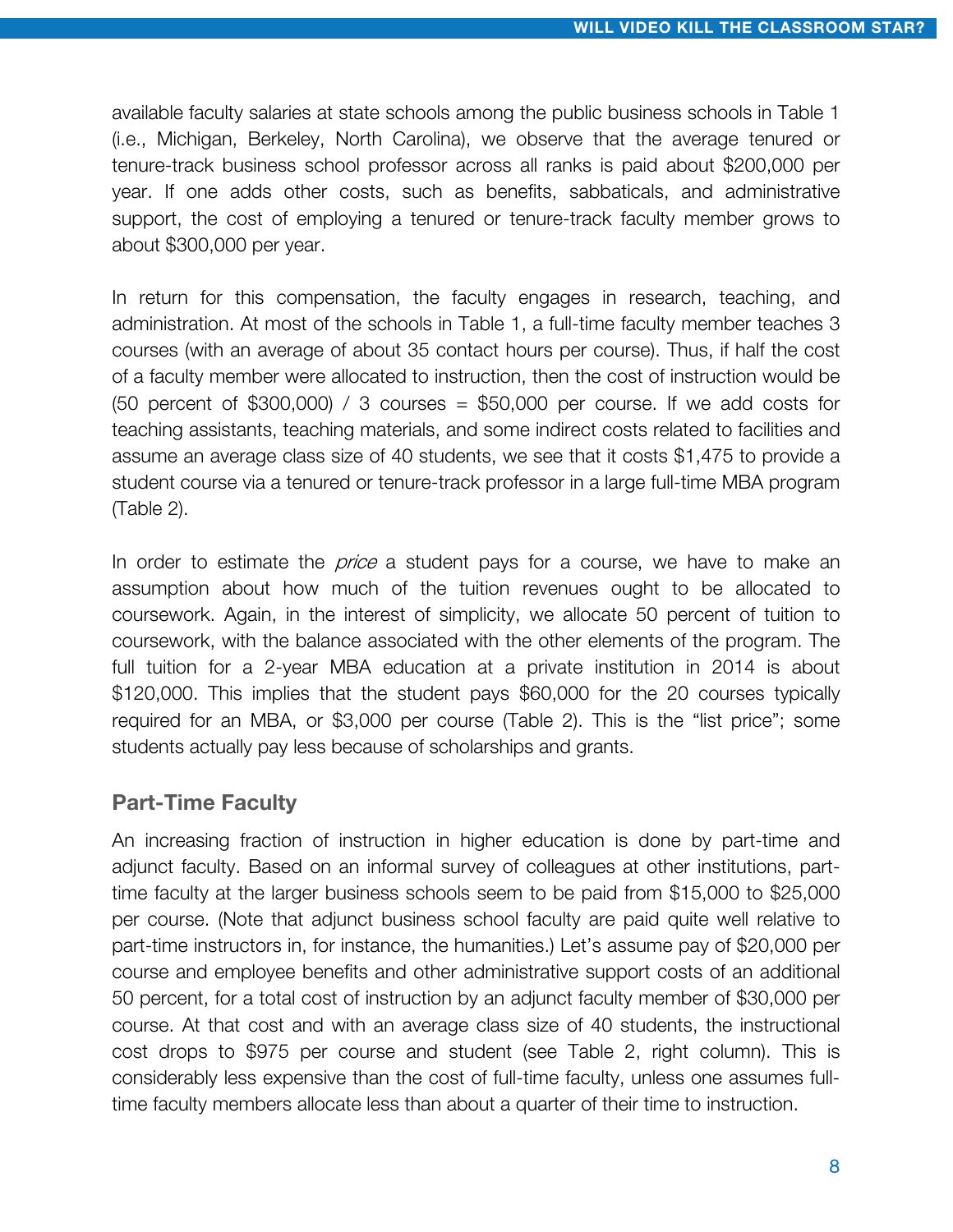available faculty salaries at state schools among the public business schools in Table 1 (i.e., Michigan, Berkeley, North Carolina), we observe that the average tenured or tenure-track business school professor across all ranks is paid about $200,000 per year. If one adds other costs, such as benefits, sabbaticals, and administrative support, the cost of employing a tenured or tenure-track faculty member grows to about $300,000 per year.

In return for this compensation, the faculty engages in research, teaching, and administration. At most of the schools in Table 1, a full-time faculty member teaches 3 courses (with an average of about 35 contact hours per course). Thus, if half the cost of a faculty member were allocated to instruction, then the cost of instruction would be (50 percent of $300,000) / 3 courses = $50,000 per course. If we add costs for teaching assistants, teaching materials, and some indirect costs related to facilities and assume an average class size of 40 students, we see that it costs $1,475 to provide a student course via a tenured or tenure-track professor in a large full-time MBA program (Table 2).

In order to estimate the *price* a student pays for a course, we have to make an assumption about how much of the tuition revenues ought to be allocated to coursework. Again, in the interest of simplicity, we allocate 50 percent of tuition to coursework, with the balance associated with the other elements of the program. The full tuition for a 2-year MBA education at a private institution in 2014 is about $120,000. This implies that the student pays $60,000 for the 20 courses typically required for an MBA, or $3,000 per course (Table 2). This is the "list price"; some students actually pay less because of scholarships and grants.

## Part-Time Faculty

An increasing fraction of instruction in higher education is done by part-time and adjunct faculty. Based on an informal survey of colleagues at other institutions, part-time faculty at the larger business schools seem to be paid from $15,000 to $25,000 per course. (Note that adjunct business school faculty are paid quite well relative to part-time instructors in, for instance, the humanities.) Let's assume pay of $20,000 per course and employee benefits and other administrative support costs of an additional 50 percent, for a total cost of instruction by an adjunct faculty member of $30,000 per course. At that cost and with an average class size of 40 students, the instructional cost drops to $975 per course and student (see Table 2, right column). This is considerably less expensive than the cost of full-time faculty, unless one assumes full-time faculty members allocate less than about a quarter of their time to instruction.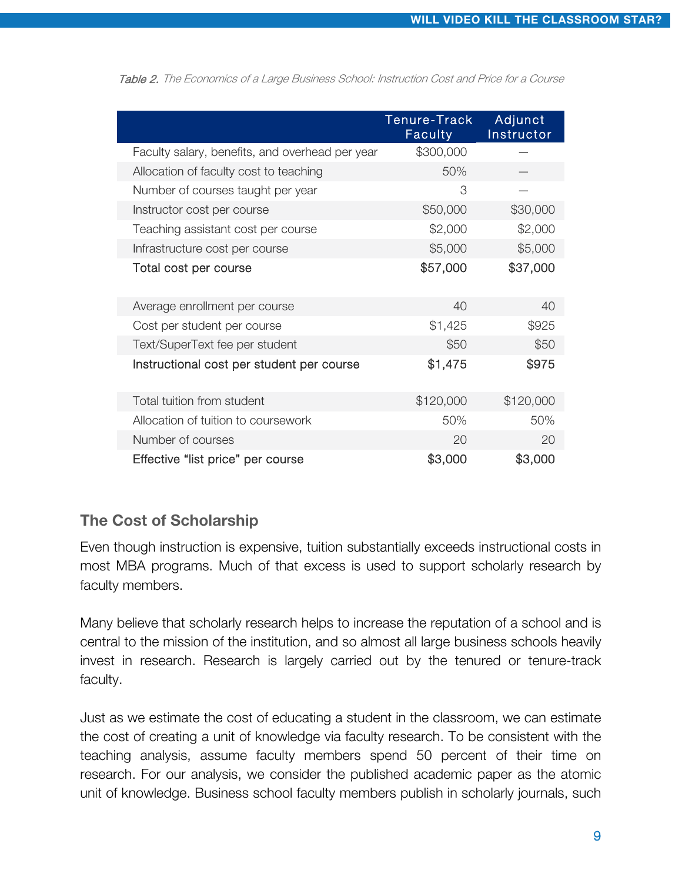*Table 2. The Economics of a Large Business School: Instruction Cost and Price for a Course*

| | Tenure-Track Faculty | Adjunct Instructor |
|---|---|---|
| Faculty salary, benefits, and overhead per year | $300,000 | — |
| Allocation of faculty cost to teaching | 50% | — |
| Number of courses taught per year | 3 | — |
| Instructor cost per course | $50,000 | $30,000 |
| Teaching assistant cost per course | $2,000 | $2,000 |
| Infrastructure cost per course | $5,000 | $5,000 |
| **Total cost per course** | **$57,000** | **$37,000** |
| | | |
| Average enrollment per course | 40 | 40 |
| Cost per student per course | $1,425 | $925 |
| Text/SuperText fee per student | $50 | $50 |
| **Instructional cost per student per course** | **$1,475** | **$975** |
| | | |
| Total tuition from student | $120,000 | $120,000 |
| Allocation of tuition to coursework | 50% | 50% |
| Number of courses | 20 | 20 |
| **Effective "list price" per course** | **$3,000** | **$3,000** |

## The Cost of Scholarship

Even though instruction is expensive, tuition substantially exceeds instructional costs in most MBA programs. Much of that excess is used to support scholarly research by faculty members.

Many believe that scholarly research helps to increase the reputation of a school and is central to the mission of the institution, and so almost all large business schools heavily invest in research. Research is largely carried out by the tenured or tenure-track faculty.

Just as we estimate the cost of educating a student in the classroom, we can estimate the cost of creating a unit of knowledge via faculty research. To be consistent with the teaching analysis, assume faculty members spend 50 percent of their time on research. For our analysis, we consider the published academic paper as the atomic unit of knowledge. Business school faculty members publish in scholarly journals, such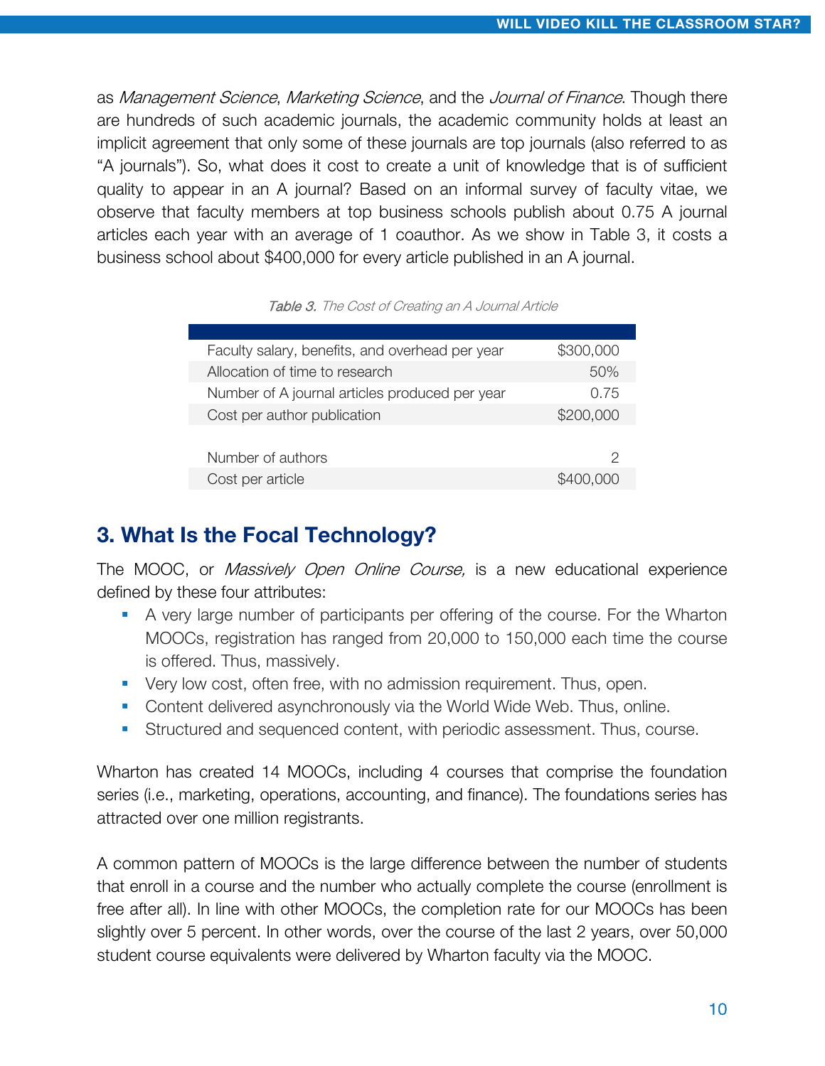as *Management Science*, *Marketing Science*, and the *Journal of Finance*. Though there are hundreds of such academic journals, the academic community holds at least an implicit agreement that only some of these journals are top journals (also referred to as "A journals"). So, what does it cost to create a unit of knowledge that is of sufficient quality to appear in an A journal? Based on an informal survey of faculty vitae, we observe that faculty members at top business schools publish about 0.75 A journal articles each year with an average of 1 coauthor. As we show in Table 3, it costs a business school about $400,000 for every article published in an A journal.

*Table 3. The Cost of Creating an A Journal Article*

| | |
|---|---|
| Faculty salary, benefits, and overhead per year | $300,000 |
| Allocation of time to research | 50% |
| Number of A journal articles produced per year | 0.75 |
| Cost per author publication | $200,000 |
| | |
| Number of authors | 2 |
| Cost per article | $400,000 |

## 3. What Is the Focal Technology?

The MOOC, or *Massively Open Online Course,* is a new educational experience defined by these four attributes:

- A very large number of participants per offering of the course. For the Wharton MOOCs, registration has ranged from 20,000 to 150,000 each time the course is offered. Thus, massively.
- Very low cost, often free, with no admission requirement. Thus, open.
- Content delivered asynchronously via the World Wide Web. Thus, online.
- Structured and sequenced content, with periodic assessment. Thus, course.

Wharton has created 14 MOOCs, including 4 courses that comprise the foundation series (i.e., marketing, operations, accounting, and finance). The foundations series has attracted over one million registrants.

A common pattern of MOOCs is the large difference between the number of students that enroll in a course and the number who actually complete the course (enrollment is free after all). In line with other MOOCs, the completion rate for our MOOCs has been slightly over 5 percent. In other words, over the course of the last 2 years, over 50,000 student course equivalents were delivered by Wharton faculty via the MOOC.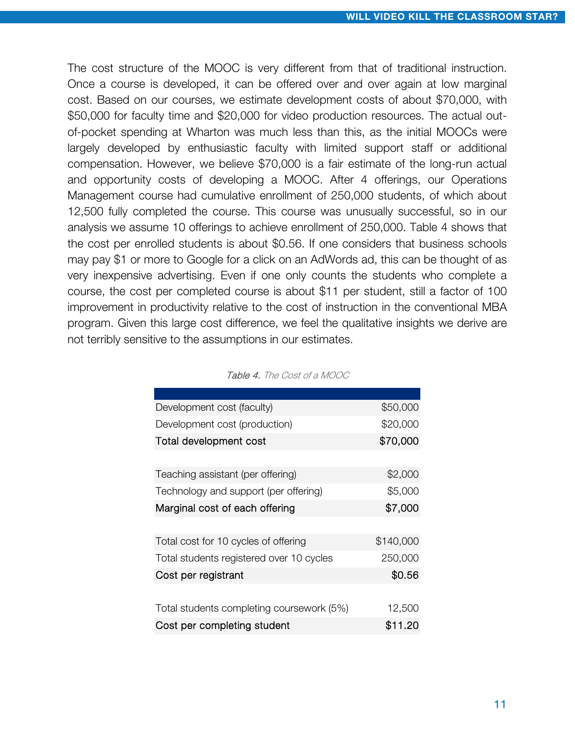The cost structure of the MOOC is very different from that of traditional instruction. Once a course is developed, it can be offered over and over again at low marginal cost. Based on our courses, we estimate development costs of about $70,000, with $50,000 for faculty time and $20,000 for video production resources. The actual out-of-pocket spending at Wharton was much less than this, as the initial MOOCs were largely developed by enthusiastic faculty with limited support staff or additional compensation. However, we believe $70,000 is a fair estimate of the long-run actual and opportunity costs of developing a MOOC. After 4 offerings, our Operations Management course had cumulative enrollment of 250,000 students, of which about 12,500 fully completed the course. This course was unusually successful, so in our analysis we assume 10 offerings to achieve enrollment of 250,000. Table 4 shows that the cost per enrolled students is about $0.56. If one considers that business schools may pay $1 or more to Google for a click on an AdWords ad, this can be thought of as very inexpensive advertising. Even if one only counts the students who complete a course, the cost per completed course is about $11 per student, still a factor of 100 improvement in productivity relative to the cost of instruction in the conventional MBA program. Given this large cost difference, we feel the qualitative insights we derive are not terribly sensitive to the assumptions in our estimates.

*Table 4. The Cost of a MOOC*

| | |
|---|---:|
| Development cost (faculty) | $50,000 |
| Development cost (production) | $20,000 |
| **Total development cost** | **$70,000** |
| | |
| Teaching assistant (per offering) | $2,000 |
| Technology and support (per offering) | $5,000 |
| **Marginal cost of each offering** | **$7,000** |
| | |
| Total cost for 10 cycles of offering | $140,000 |
| Total students registered over 10 cycles | 250,000 |
| **Cost per registrant** | **$0.56** |
| | |
| Total students completing coursework (5%) | 12,500 |
| **Cost per completing student** | **$11.20** |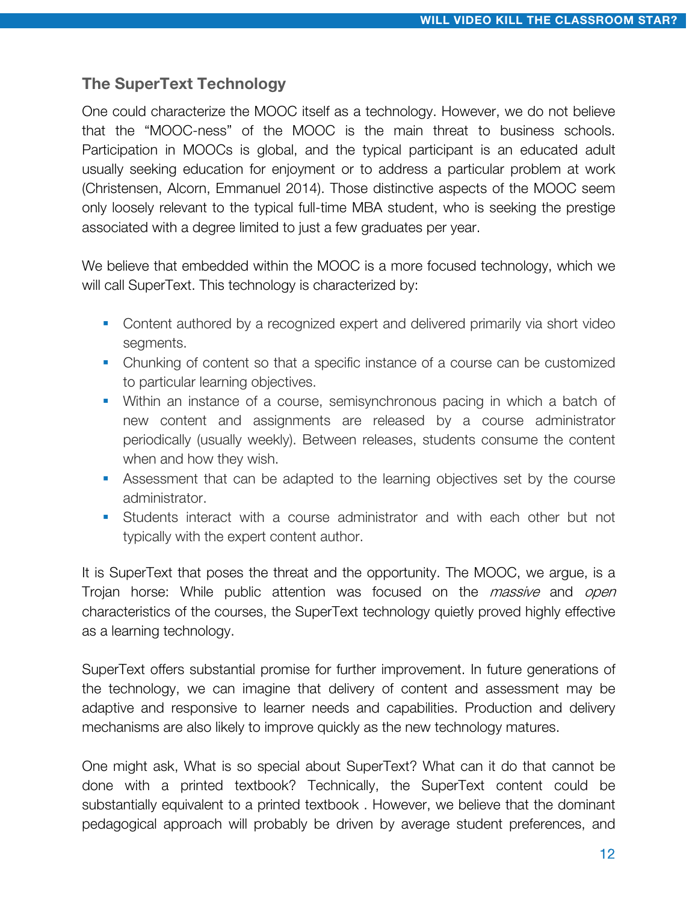## The SuperText Technology

One could characterize the MOOC itself as a technology. However, we do not believe that the "MOOC-ness" of the MOOC is the main threat to business schools. Participation in MOOCs is global, and the typical participant is an educated adult usually seeking education for enjoyment or to address a particular problem at work (Christensen, Alcorn, Emmanuel 2014). Those distinctive aspects of the MOOC seem only loosely relevant to the typical full-time MBA student, who is seeking the prestige associated with a degree limited to just a few graduates per year.

We believe that embedded within the MOOC is a more focused technology, which we will call SuperText. This technology is characterized by:

- Content authored by a recognized expert and delivered primarily via short video segments.
- Chunking of content so that a specific instance of a course can be customized to particular learning objectives.
- Within an instance of a course, semisynchronous pacing in which a batch of new content and assignments are released by a course administrator periodically (usually weekly). Between releases, students consume the content when and how they wish.
- Assessment that can be adapted to the learning objectives set by the course administrator.
- Students interact with a course administrator and with each other but not typically with the expert content author.

It is SuperText that poses the threat and the opportunity. The MOOC, we argue, is a Trojan horse: While public attention was focused on the *massive* and *open* characteristics of the courses, the SuperText technology quietly proved highly effective as a learning technology.

SuperText offers substantial promise for further improvement. In future generations of the technology, we can imagine that delivery of content and assessment may be adaptive and responsive to learner needs and capabilities. Production and delivery mechanisms are also likely to improve quickly as the new technology matures.

One might ask, What is so special about SuperText? What can it do that cannot be done with a printed textbook? Technically, the SuperText content could be substantially equivalent to a printed textbook . However, we believe that the dominant pedagogical approach will probably be driven by average student preferences, and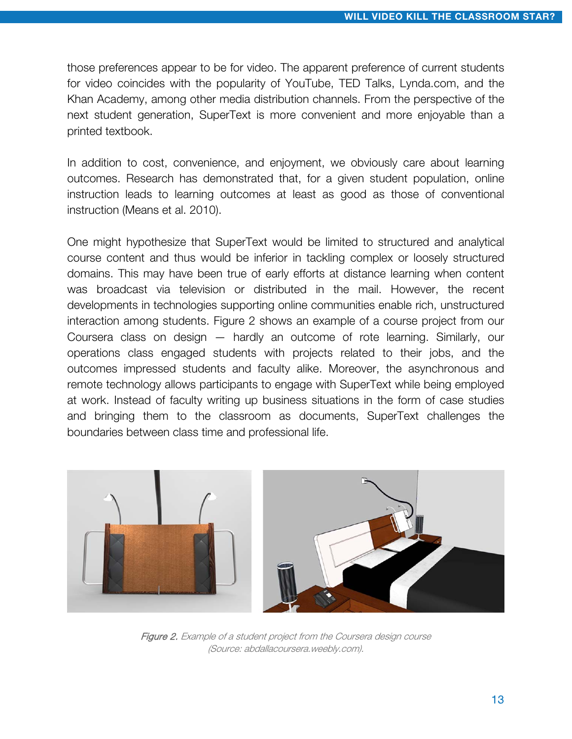those preferences appear to be for video. The apparent preference of current students for video coincides with the popularity of YouTube, TED Talks, Lynda.com, and the Khan Academy, among other media distribution channels. From the perspective of the next student generation, SuperText is more convenient and more enjoyable than a printed textbook.

In addition to cost, convenience, and enjoyment, we obviously care about learning outcomes. Research has demonstrated that, for a given student population, online instruction leads to learning outcomes at least as good as those of conventional instruction (Means et al. 2010).

One might hypothesize that SuperText would be limited to structured and analytical course content and thus would be inferior in tackling complex or loosely structured domains. This may have been true of early efforts at distance learning when content was broadcast via television or distributed in the mail. However, the recent developments in technologies supporting online communities enable rich, unstructured interaction among students. Figure 2 shows an example of a course project from our Coursera class on design — hardly an outcome of rote learning. Similarly, our operations class engaged students with projects related to their jobs, and the outcomes impressed students and faculty alike. Moreover, the asynchronous and remote technology allows participants to engage with SuperText while being employed at work. Instead of faculty writing up business situations in the form of case studies and bringing them to the classroom as documents, SuperText challenges the boundaries between class time and professional life.

*Figure 2. Example of a student project from the Coursera design course (Source: abdallacoursera.weebly.com).*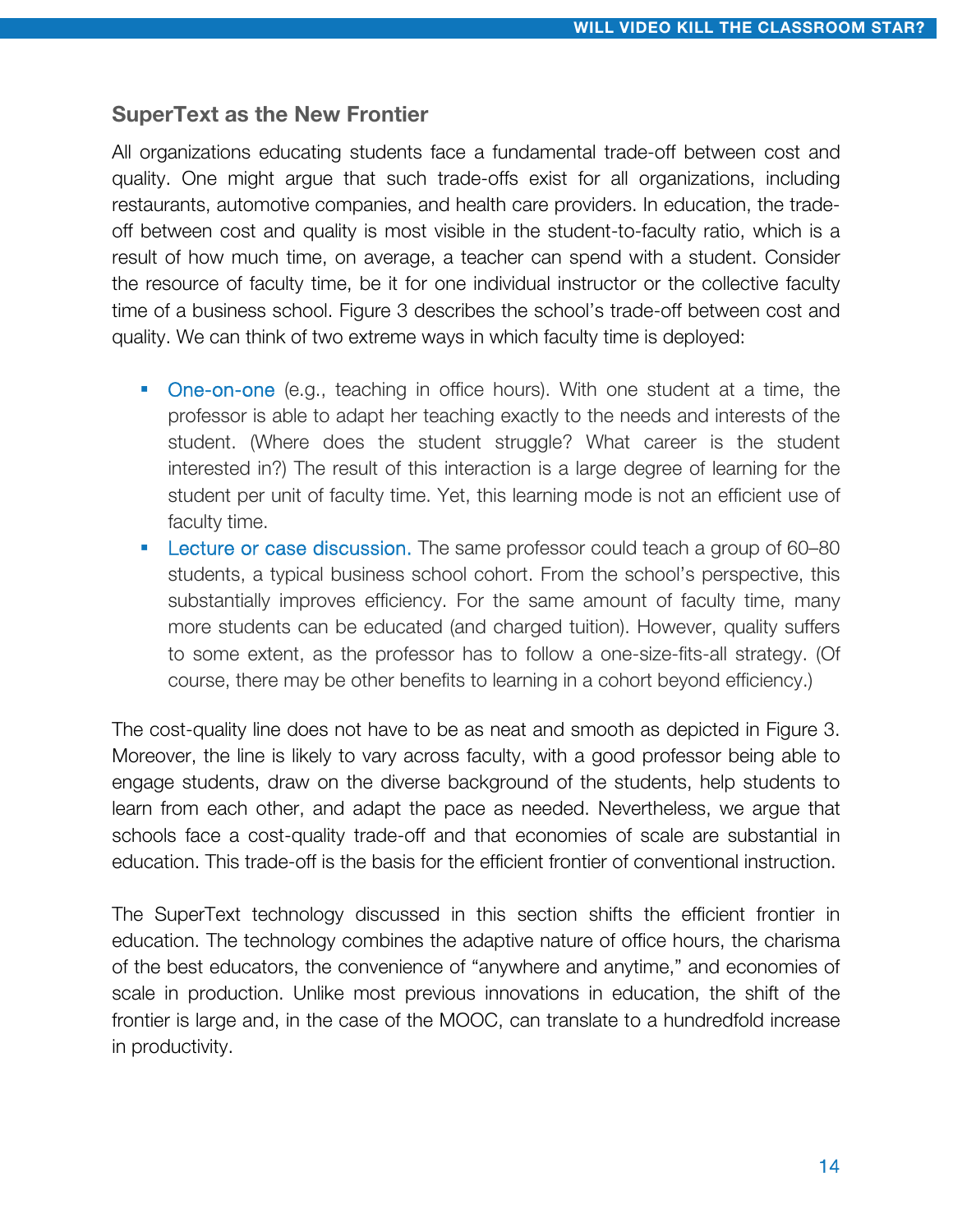## SuperText as the New Frontier

All organizations educating students face a fundamental trade-off between cost and quality. One might argue that such trade-offs exist for all organizations, including restaurants, automotive companies, and health care providers. In education, the trade-off between cost and quality is most visible in the student-to-faculty ratio, which is a result of how much time, on average, a teacher can spend with a student. Consider the resource of faculty time, be it for one individual instructor or the collective faculty time of a business school. Figure 3 describes the school's trade-off between cost and quality. We can think of two extreme ways in which faculty time is deployed:

- One-on-one (e.g., teaching in office hours). With one student at a time, the professor is able to adapt her teaching exactly to the needs and interests of the student. (Where does the student struggle? What career is the student interested in?) The result of this interaction is a large degree of learning for the student per unit of faculty time. Yet, this learning mode is not an efficient use of faculty time.
- Lecture or case discussion. The same professor could teach a group of 60–80 students, a typical business school cohort. From the school's perspective, this substantially improves efficiency. For the same amount of faculty time, many more students can be educated (and charged tuition). However, quality suffers to some extent, as the professor has to follow a one-size-fits-all strategy. (Of course, there may be other benefits to learning in a cohort beyond efficiency.)

The cost-quality line does not have to be as neat and smooth as depicted in Figure 3. Moreover, the line is likely to vary across faculty, with a good professor being able to engage students, draw on the diverse background of the students, help students to learn from each other, and adapt the pace as needed. Nevertheless, we argue that schools face a cost-quality trade-off and that economies of scale are substantial in education. This trade-off is the basis for the efficient frontier of conventional instruction.

The SuperText technology discussed in this section shifts the efficient frontier in education. The technology combines the adaptive nature of office hours, the charisma of the best educators, the convenience of "anywhere and anytime," and economies of scale in production. Unlike most previous innovations in education, the shift of the frontier is large and, in the case of the MOOC, can translate to a hundredfold increase in productivity.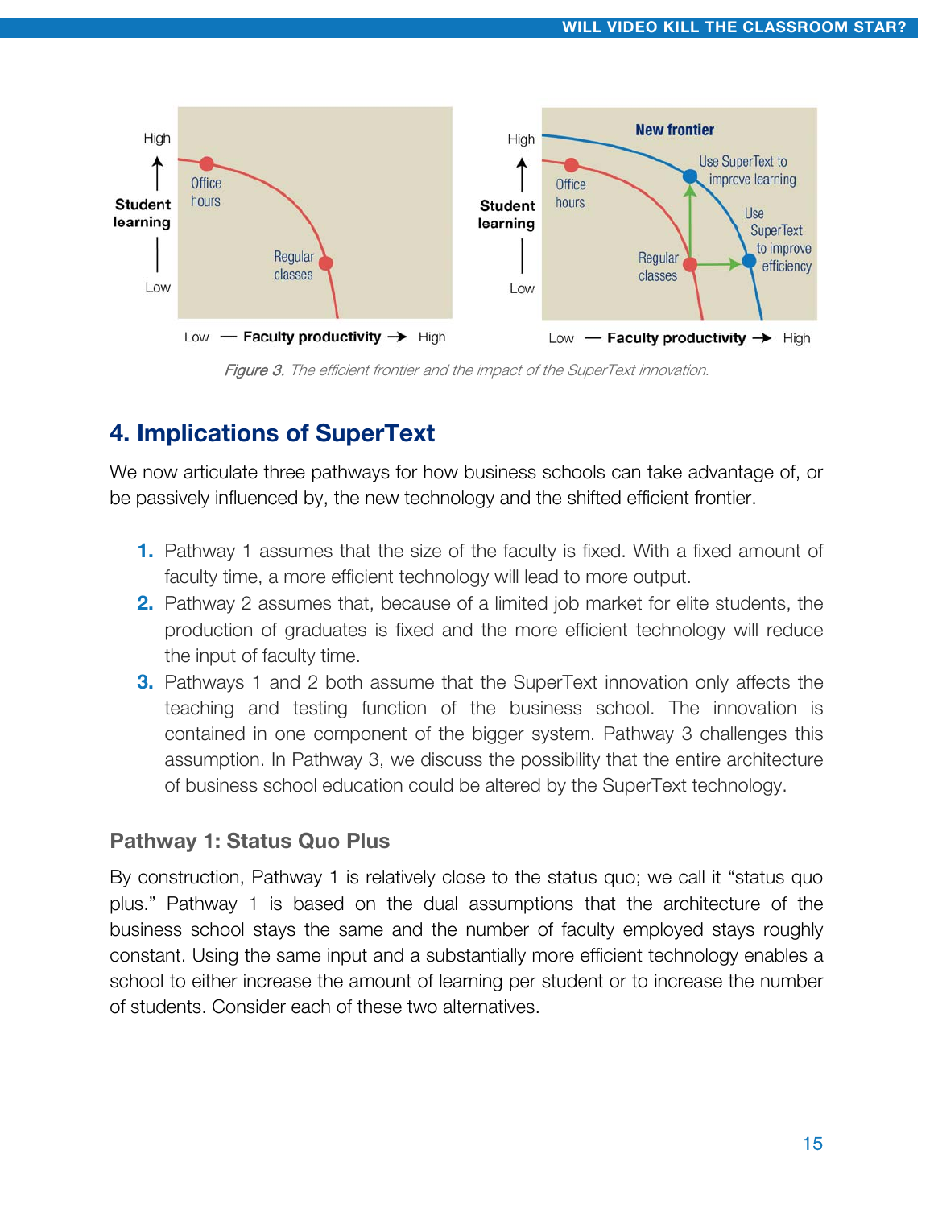*Figure 3.* The efficient frontier and the impact of the SuperText innovation.

## 4. Implications of SuperText

We now articulate three pathways for how business schools can take advantage of, or be passively influenced by, the new technology and the shifted efficient frontier.

1. Pathway 1 assumes that the size of the faculty is fixed. With a fixed amount of faculty time, a more efficient technology will lead to more output.
2. Pathway 2 assumes that, because of a limited job market for elite students, the production of graduates is fixed and the more efficient technology will reduce the input of faculty time.
3. Pathways 1 and 2 both assume that the SuperText innovation only affects the teaching and testing function of the business school. The innovation is contained in one component of the bigger system. Pathway 3 challenges this assumption. In Pathway 3, we discuss the possibility that the entire architecture of business school education could be altered by the SuperText technology.

### Pathway 1: Status Quo Plus

By construction, Pathway 1 is relatively close to the status quo; we call it "status quo plus." Pathway 1 is based on the dual assumptions that the architecture of the business school stays the same and the number of faculty employed stays roughly constant. Using the same input and a substantially more efficient technology enables a school to either increase the amount of learning per student or to increase the number of students. Consider each of these two alternatives.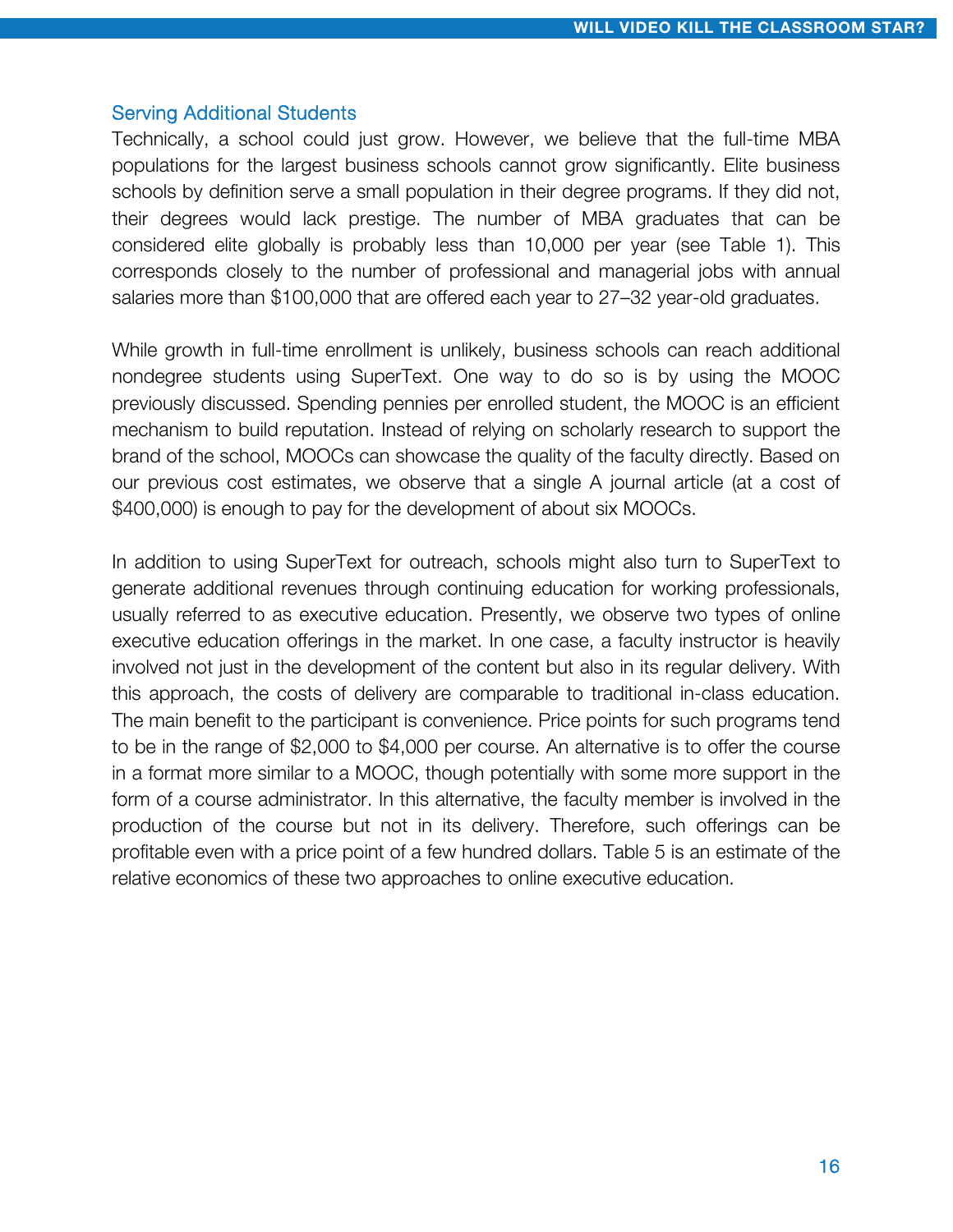## Serving Additional Students

Technically, a school could just grow. However, we believe that the full-time MBA populations for the largest business schools cannot grow significantly. Elite business schools by definition serve a small population in their degree programs. If they did not, their degrees would lack prestige. The number of MBA graduates that can be considered elite globally is probably less than 10,000 per year (see Table 1). This corresponds closely to the number of professional and managerial jobs with annual salaries more than $100,000 that are offered each year to 27–32 year-old graduates.

While growth in full-time enrollment is unlikely, business schools can reach additional nondegree students using SuperText. One way to do so is by using the MOOC previously discussed. Spending pennies per enrolled student, the MOOC is an efficient mechanism to build reputation. Instead of relying on scholarly research to support the brand of the school, MOOCs can showcase the quality of the faculty directly. Based on our previous cost estimates, we observe that a single A journal article (at a cost of $400,000) is enough to pay for the development of about six MOOCs.

In addition to using SuperText for outreach, schools might also turn to SuperText to generate additional revenues through continuing education for working professionals, usually referred to as executive education. Presently, we observe two types of online executive education offerings in the market. In one case, a faculty instructor is heavily involved not just in the development of the content but also in its regular delivery. With this approach, the costs of delivery are comparable to traditional in-class education. The main benefit to the participant is convenience. Price points for such programs tend to be in the range of $2,000 to $4,000 per course. An alternative is to offer the course in a format more similar to a MOOC, though potentially with some more support in the form of a course administrator. In this alternative, the faculty member is involved in the production of the course but not in its delivery. Therefore, such offerings can be profitable even with a price point of a few hundred dollars. Table 5 is an estimate of the relative economics of these two approaches to online executive education.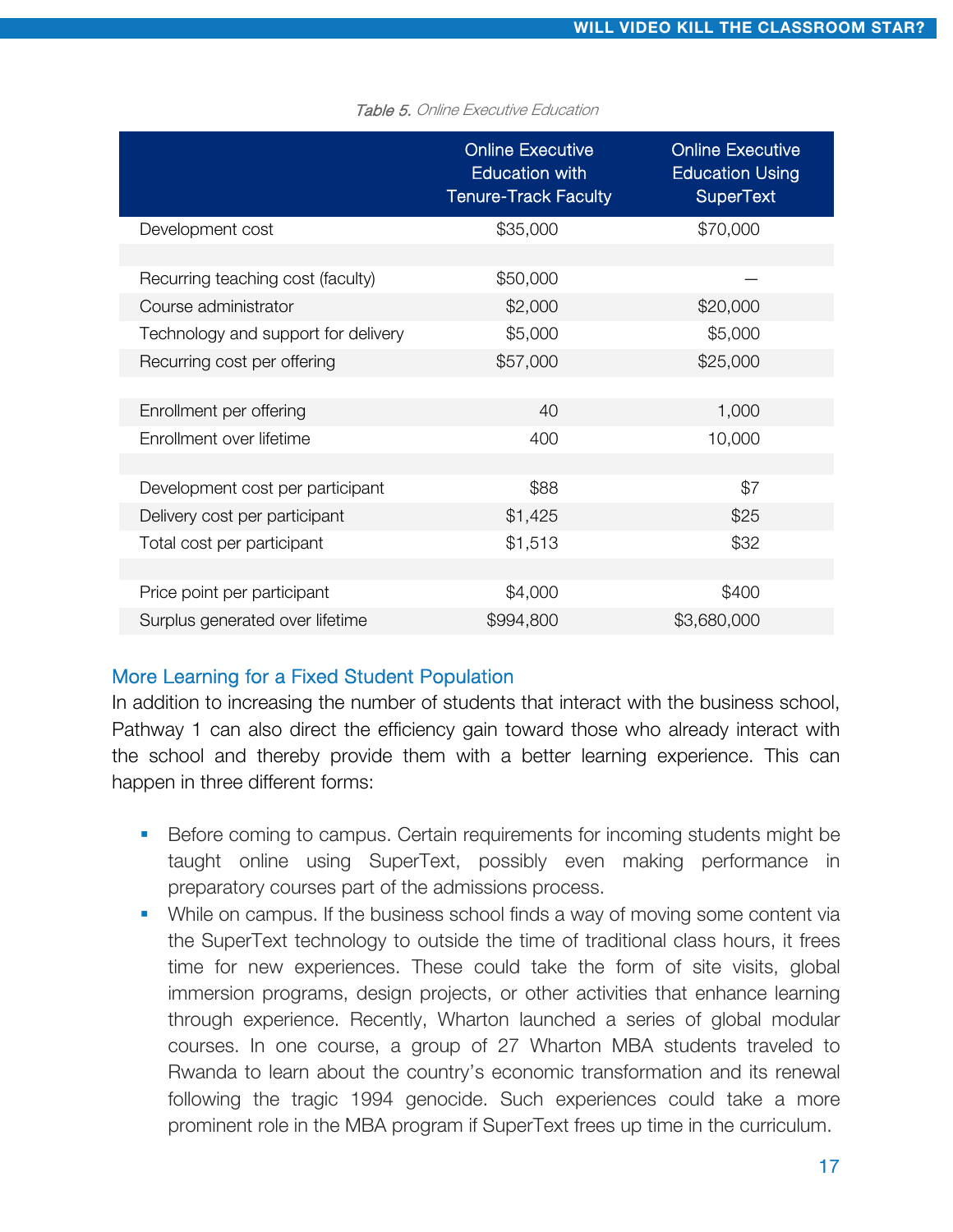*Table 5. Online Executive Education*

| | Online Executive Education with Tenure-Track Faculty | Online Executive Education Using SuperText |
|---|---|---|
| Development cost | $35,000 | $70,000 |
| | | |
| Recurring teaching cost (faculty) | $50,000 | — |
| Course administrator | $2,000 | $20,000 |
| Technology and support for delivery | $5,000 | $5,000 |
| Recurring cost per offering | $57,000 | $25,000 |
| | | |
| Enrollment per offering | 40 | 1,000 |
| Enrollment over lifetime | 400 | 10,000 |
| | | |
| Development cost per participant | $88 | $7 |
| Delivery cost per participant | $1,425 | $25 |
| Total cost per participant | $1,513 | $32 |
| | | |
| Price point per participant | $4,000 | $400 |
| Surplus generated over lifetime | $994,800 | $3,680,000 |

## More Learning for a Fixed Student Population

In addition to increasing the number of students that interact with the business school, Pathway 1 can also direct the efficiency gain toward those who already interact with the school and thereby provide them with a better learning experience. This can happen in three different forms:

- Before coming to campus. Certain requirements for incoming students might be taught online using SuperText, possibly even making performance in preparatory courses part of the admissions process.
- While on campus. If the business school finds a way of moving some content via the SuperText technology to outside the time of traditional class hours, it frees time for new experiences. These could take the form of site visits, global immersion programs, design projects, or other activities that enhance learning through experience. Recently, Wharton launched a series of global modular courses. In one course, a group of 27 Wharton MBA students traveled to Rwanda to learn about the country's economic transformation and its renewal following the tragic 1994 genocide. Such experiences could take a more prominent role in the MBA program if SuperText frees up time in the curriculum.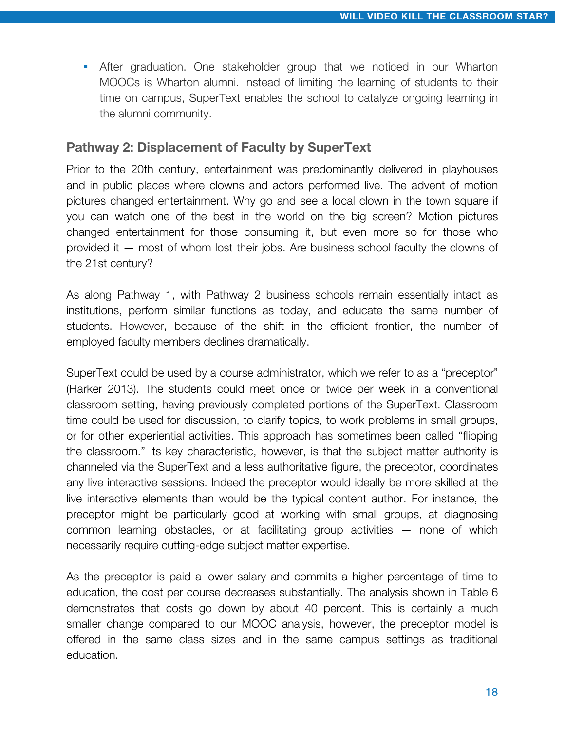- After graduation. One stakeholder group that we noticed in our Wharton MOOCs is Wharton alumni. Instead of limiting the learning of students to their time on campus, SuperText enables the school to catalyze ongoing learning in the alumni community.

### Pathway 2: Displacement of Faculty by SuperText

Prior to the 20th century, entertainment was predominantly delivered in playhouses and in public places where clowns and actors performed live. The advent of motion pictures changed entertainment. Why go and see a local clown in the town square if you can watch one of the best in the world on the big screen? Motion pictures changed entertainment for those consuming it, but even more so for those who provided it — most of whom lost their jobs. Are business school faculty the clowns of the 21st century?

As along Pathway 1, with Pathway 2 business schools remain essentially intact as institutions, perform similar functions as today, and educate the same number of students. However, because of the shift in the efficient frontier, the number of employed faculty members declines dramatically.

SuperText could be used by a course administrator, which we refer to as a "preceptor" (Harker 2013). The students could meet once or twice per week in a conventional classroom setting, having previously completed portions of the SuperText. Classroom time could be used for discussion, to clarify topics, to work problems in small groups, or for other experiential activities. This approach has sometimes been called "flipping the classroom." Its key characteristic, however, is that the subject matter authority is channeled via the SuperText and a less authoritative figure, the preceptor, coordinates any live interactive sessions. Indeed the preceptor would ideally be more skilled at the live interactive elements than would be the typical content author. For instance, the preceptor might be particularly good at working with small groups, at diagnosing common learning obstacles, or at facilitating group activities — none of which necessarily require cutting-edge subject matter expertise.

As the preceptor is paid a lower salary and commits a higher percentage of time to education, the cost per course decreases substantially. The analysis shown in Table 6 demonstrates that costs go down by about 40 percent. This is certainly a much smaller change compared to our MOOC analysis, however, the preceptor model is offered in the same class sizes and in the same campus settings as traditional education.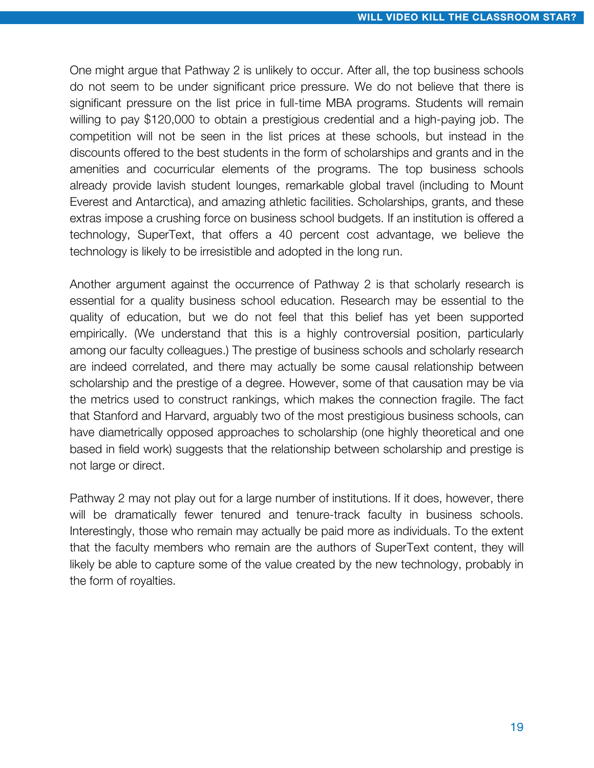One might argue that Pathway 2 is unlikely to occur. After all, the top business schools do not seem to be under significant price pressure. We do not believe that there is significant pressure on the list price in full-time MBA programs. Students will remain willing to pay $120,000 to obtain a prestigious credential and a high-paying job. The competition will not be seen in the list prices at these schools, but instead in the discounts offered to the best students in the form of scholarships and grants and in the amenities and cocurricular elements of the programs. The top business schools already provide lavish student lounges, remarkable global travel (including to Mount Everest and Antarctica), and amazing athletic facilities. Scholarships, grants, and these extras impose a crushing force on business school budgets. If an institution is offered a technology, SuperText, that offers a 40 percent cost advantage, we believe the technology is likely to be irresistible and adopted in the long run.

Another argument against the occurrence of Pathway 2 is that scholarly research is essential for a quality business school education. Research may be essential to the quality of education, but we do not feel that this belief has yet been supported empirically. (We understand that this is a highly controversial position, particularly among our faculty colleagues.) The prestige of business schools and scholarly research are indeed correlated, and there may actually be some causal relationship between scholarship and the prestige of a degree. However, some of that causation may be via the metrics used to construct rankings, which makes the connection fragile. The fact that Stanford and Harvard, arguably two of the most prestigious business schools, can have diametrically opposed approaches to scholarship (one highly theoretical and one based in field work) suggests that the relationship between scholarship and prestige is not large or direct.

Pathway 2 may not play out for a large number of institutions. If it does, however, there will be dramatically fewer tenured and tenure-track faculty in business schools. Interestingly, those who remain may actually be paid more as individuals. To the extent that the faculty members who remain are the authors of SuperText content, they will likely be able to capture some of the value created by the new technology, probably in the form of royalties.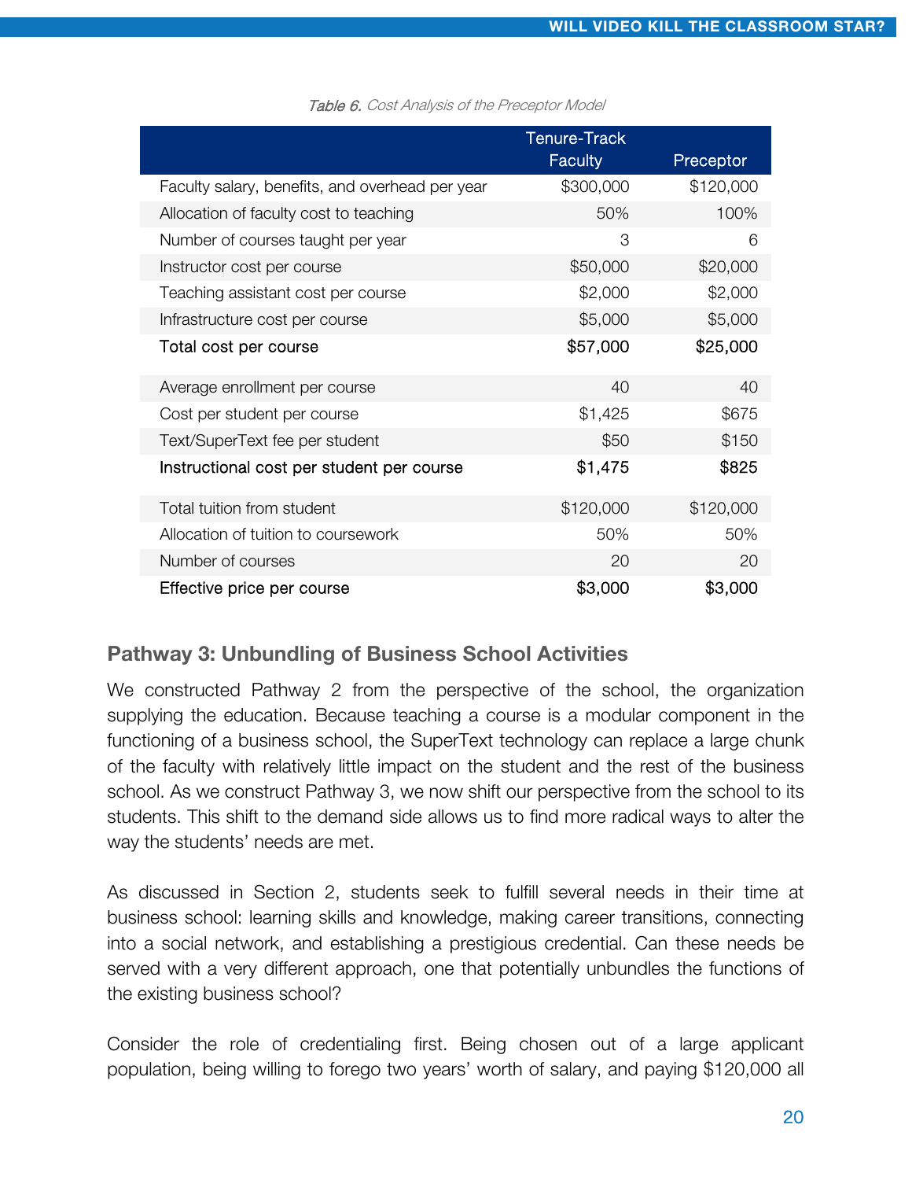*Table 6. Cost Analysis of the Preceptor Model*

| | Tenure-Track Faculty | Preceptor |
|---|---|---|
| Faculty salary, benefits, and overhead per year | $300,000 | $120,000 |
| Allocation of faculty cost to teaching | 50% | 100% |
| Number of courses taught per year | 3 | 6 |
| Instructor cost per course | $50,000 | $20,000 |
| Teaching assistant cost per course | $2,000 | $2,000 |
| Infrastructure cost per course | $5,000 | $5,000 |
| **Total cost per course** | **$57,000** | **$25,000** |
| Average enrollment per course | 40 | 40 |
| Cost per student per course | $1,425 | $675 |
| Text/SuperText fee per student | $50 | $150 |
| **Instructional cost per student per course** | **$1,475** | **$825** |
| Total tuition from student | $120,000 | $120,000 |
| Allocation of tuition to coursework | 50% | 50% |
| Number of courses | 20 | 20 |
| **Effective price per course** | **$3,000** | **$3,000** |

## Pathway 3: Unbundling of Business School Activities

We constructed Pathway 2 from the perspective of the school, the organization supplying the education. Because teaching a course is a modular component in the functioning of a business school, the SuperText technology can replace a large chunk of the faculty with relatively little impact on the student and the rest of the business school. As we construct Pathway 3, we now shift our perspective from the school to its students. This shift to the demand side allows us to find more radical ways to alter the way the students' needs are met.

As discussed in Section 2, students seek to fulfill several needs in their time at business school: learning skills and knowledge, making career transitions, connecting into a social network, and establishing a prestigious credential. Can these needs be served with a very different approach, one that potentially unbundles the functions of the existing business school?

Consider the role of credentialing first. Being chosen out of a large applicant population, being willing to forego two years' worth of salary, and paying $120,000 all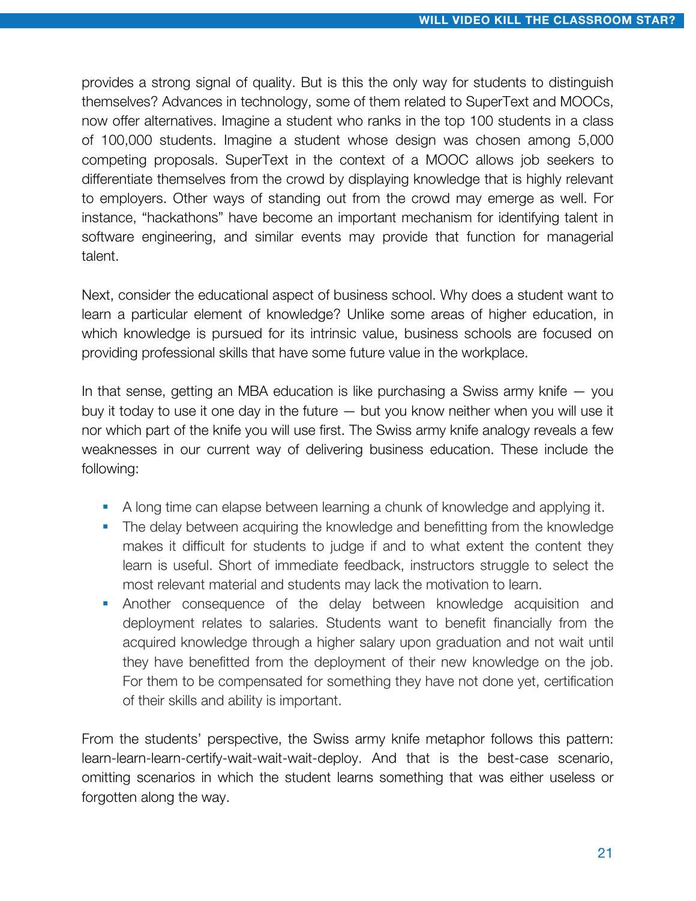provides a strong signal of quality. But is this the only way for students to distinguish themselves? Advances in technology, some of them related to SuperText and MOOCs, now offer alternatives. Imagine a student who ranks in the top 100 students in a class of 100,000 students. Imagine a student whose design was chosen among 5,000 competing proposals. SuperText in the context of a MOOC allows job seekers to differentiate themselves from the crowd by displaying knowledge that is highly relevant to employers. Other ways of standing out from the crowd may emerge as well. For instance, "hackathons" have become an important mechanism for identifying talent in software engineering, and similar events may provide that function for managerial talent.

Next, consider the educational aspect of business school. Why does a student want to learn a particular element of knowledge? Unlike some areas of higher education, in which knowledge is pursued for its intrinsic value, business schools are focused on providing professional skills that have some future value in the workplace.

In that sense, getting an MBA education is like purchasing a Swiss army knife — you buy it today to use it one day in the future — but you know neither when you will use it nor which part of the knife you will use first. The Swiss army knife analogy reveals a few weaknesses in our current way of delivering business education. These include the following:

- A long time can elapse between learning a chunk of knowledge and applying it.
- The delay between acquiring the knowledge and benefitting from the knowledge makes it difficult for students to judge if and to what extent the content they learn is useful. Short of immediate feedback, instructors struggle to select the most relevant material and students may lack the motivation to learn.
- Another consequence of the delay between knowledge acquisition and deployment relates to salaries. Students want to benefit financially from the acquired knowledge through a higher salary upon graduation and not wait until they have benefitted from the deployment of their new knowledge on the job. For them to be compensated for something they have not done yet, certification of their skills and ability is important.

From the students' perspective, the Swiss army knife metaphor follows this pattern: learn-learn-learn-certify-wait-wait-wait-deploy. And that is the best-case scenario, omitting scenarios in which the student learns something that was either useless or forgotten along the way.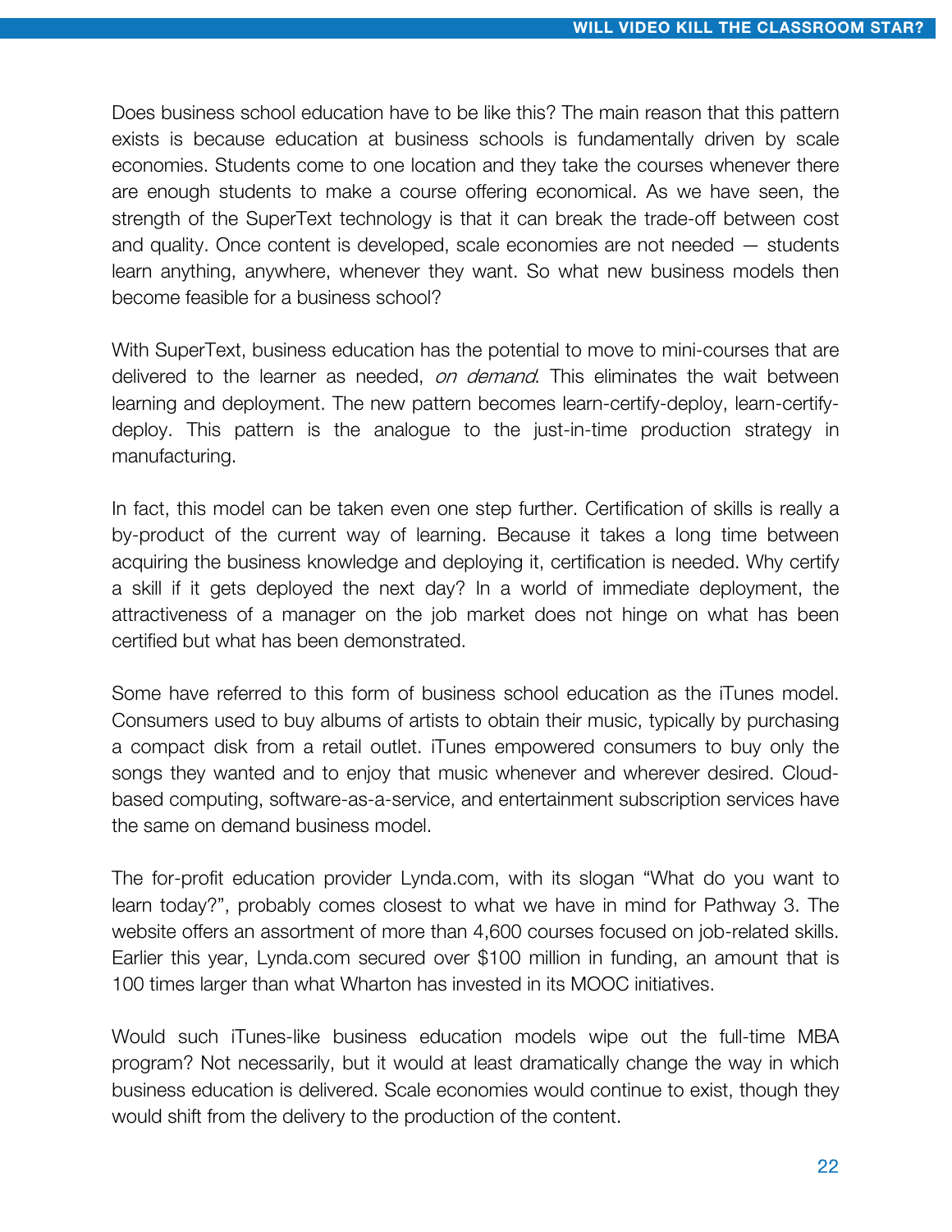Does business school education have to be like this? The main reason that this pattern exists is because education at business schools is fundamentally driven by scale economies. Students come to one location and they take the courses whenever there are enough students to make a course offering economical. As we have seen, the strength of the SuperText technology is that it can break the trade-off between cost and quality. Once content is developed, scale economies are not needed — students learn anything, anywhere, whenever they want. So what new business models then become feasible for a business school?

With SuperText, business education has the potential to move to mini-courses that are delivered to the learner as needed, *on demand*. This eliminates the wait between learning and deployment. The new pattern becomes learn-certify-deploy, learn-certify-deploy. This pattern is the analogue to the just-in-time production strategy in manufacturing.

In fact, this model can be taken even one step further. Certification of skills is really a by-product of the current way of learning. Because it takes a long time between acquiring the business knowledge and deploying it, certification is needed. Why certify a skill if it gets deployed the next day? In a world of immediate deployment, the attractiveness of a manager on the job market does not hinge on what has been certified but what has been demonstrated.

Some have referred to this form of business school education as the iTunes model. Consumers used to buy albums of artists to obtain their music, typically by purchasing a compact disk from a retail outlet. iTunes empowered consumers to buy only the songs they wanted and to enjoy that music whenever and wherever desired. Cloud-based computing, software-as-a-service, and entertainment subscription services have the same on demand business model.

The for-profit education provider Lynda.com, with its slogan "What do you want to learn today?", probably comes closest to what we have in mind for Pathway 3. The website offers an assortment of more than 4,600 courses focused on job-related skills. Earlier this year, Lynda.com secured over $100 million in funding, an amount that is 100 times larger than what Wharton has invested in its MOOC initiatives.

Would such iTunes-like business education models wipe out the full-time MBA program? Not necessarily, but it would at least dramatically change the way in which business education is delivered. Scale economies would continue to exist, though they would shift from the delivery to the production of the content.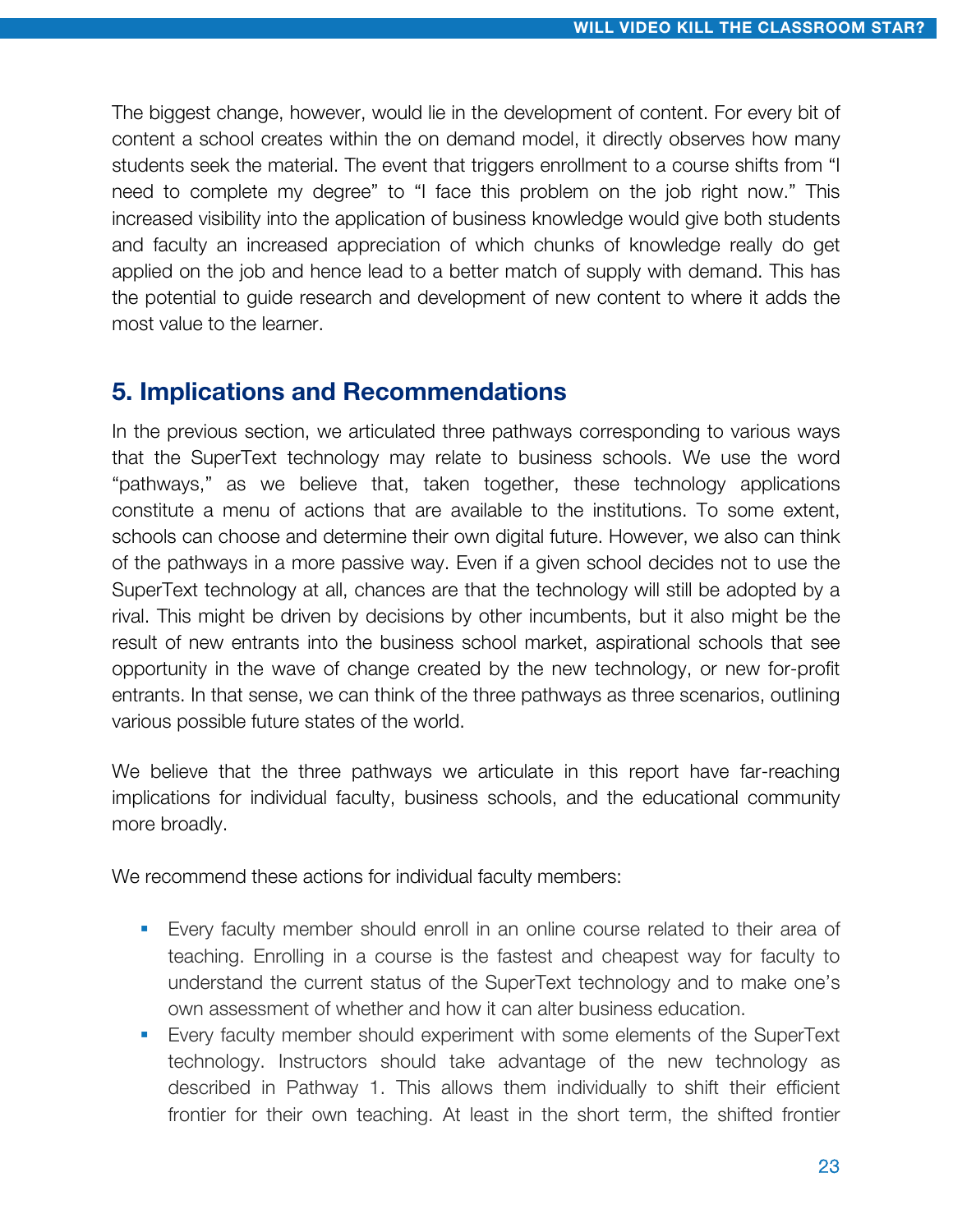The biggest change, however, would lie in the development of content. For every bit of content a school creates within the on demand model, it directly observes how many students seek the material. The event that triggers enrollment to a course shifts from "I need to complete my degree" to "I face this problem on the job right now." This increased visibility into the application of business knowledge would give both students and faculty an increased appreciation of which chunks of knowledge really do get applied on the job and hence lead to a better match of supply with demand. This has the potential to guide research and development of new content to where it adds the most value to the learner.

## 5. Implications and Recommendations

In the previous section, we articulated three pathways corresponding to various ways that the SuperText technology may relate to business schools. We use the word "pathways," as we believe that, taken together, these technology applications constitute a menu of actions that are available to the institutions. To some extent, schools can choose and determine their own digital future. However, we also can think of the pathways in a more passive way. Even if a given school decides not to use the SuperText technology at all, chances are that the technology will still be adopted by a rival. This might be driven by decisions by other incumbents, but it also might be the result of new entrants into the business school market, aspirational schools that see opportunity in the wave of change created by the new technology, or new for-profit entrants. In that sense, we can think of the three pathways as three scenarios, outlining various possible future states of the world.

We believe that the three pathways we articulate in this report have far-reaching implications for individual faculty, business schools, and the educational community more broadly.

We recommend these actions for individual faculty members:

- Every faculty member should enroll in an online course related to their area of teaching. Enrolling in a course is the fastest and cheapest way for faculty to understand the current status of the SuperText technology and to make one's own assessment of whether and how it can alter business education.
- Every faculty member should experiment with some elements of the SuperText technology. Instructors should take advantage of the new technology as described in Pathway 1. This allows them individually to shift their efficient frontier for their own teaching. At least in the short term, the shifted frontier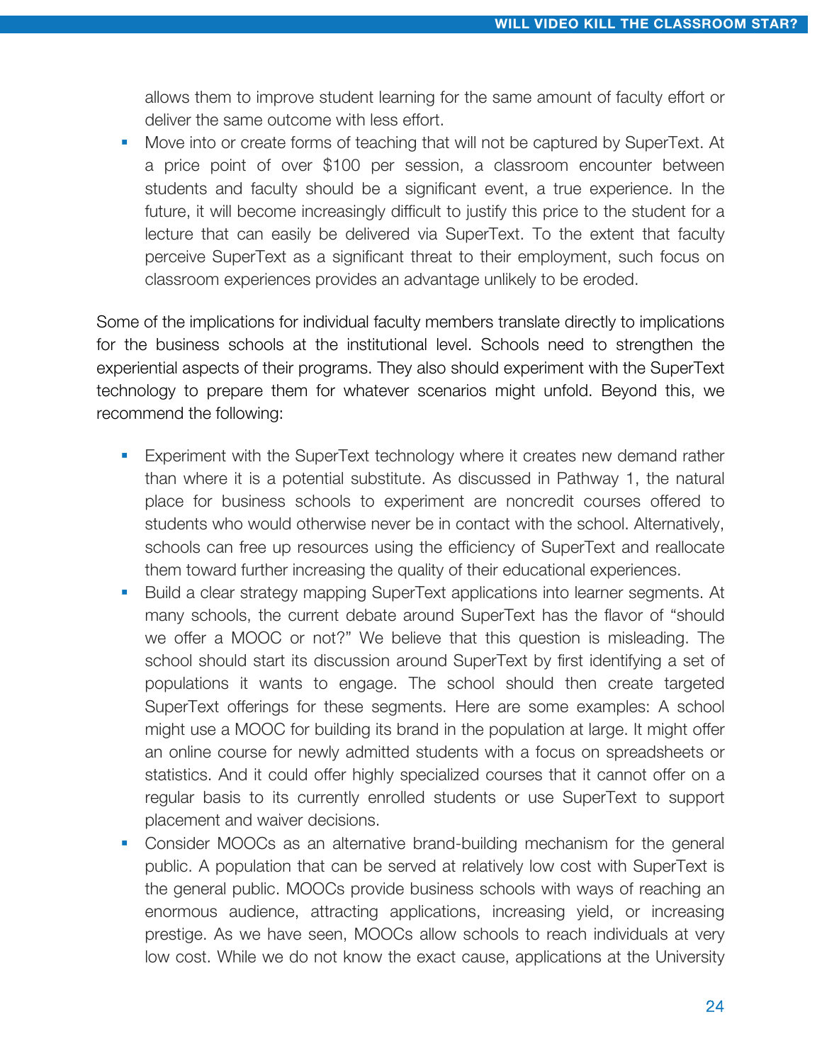allows them to improve student learning for the same amount of faculty effort or deliver the same outcome with less effort.

- Move into or create forms of teaching that will not be captured by SuperText. At a price point of over $100 per session, a classroom encounter between students and faculty should be a significant event, a true experience. In the future, it will become increasingly difficult to justify this price to the student for a lecture that can easily be delivered via SuperText. To the extent that faculty perceive SuperText as a significant threat to their employment, such focus on classroom experiences provides an advantage unlikely to be eroded.

Some of the implications for individual faculty members translate directly to implications for the business schools at the institutional level. Schools need to strengthen the experiential aspects of their programs. They also should experiment with the SuperText technology to prepare them for whatever scenarios might unfold. Beyond this, we recommend the following:

- Experiment with the SuperText technology where it creates new demand rather than where it is a potential substitute. As discussed in Pathway 1, the natural place for business schools to experiment are noncredit courses offered to students who would otherwise never be in contact with the school. Alternatively, schools can free up resources using the efficiency of SuperText and reallocate them toward further increasing the quality of their educational experiences.
- Build a clear strategy mapping SuperText applications into learner segments. At many schools, the current debate around SuperText has the flavor of "should we offer a MOOC or not?" We believe that this question is misleading. The school should start its discussion around SuperText by first identifying a set of populations it wants to engage. The school should then create targeted SuperText offerings for these segments. Here are some examples: A school might use a MOOC for building its brand in the population at large. It might offer an online course for newly admitted students with a focus on spreadsheets or statistics. And it could offer highly specialized courses that it cannot offer on a regular basis to its currently enrolled students or use SuperText to support placement and waiver decisions.
- Consider MOOCs as an alternative brand-building mechanism for the general public. A population that can be served at relatively low cost with SuperText is the general public. MOOCs provide business schools with ways of reaching an enormous audience, attracting applications, increasing yield, or increasing prestige. As we have seen, MOOCs allow schools to reach individuals at very low cost. While we do not know the exact cause, applications at the University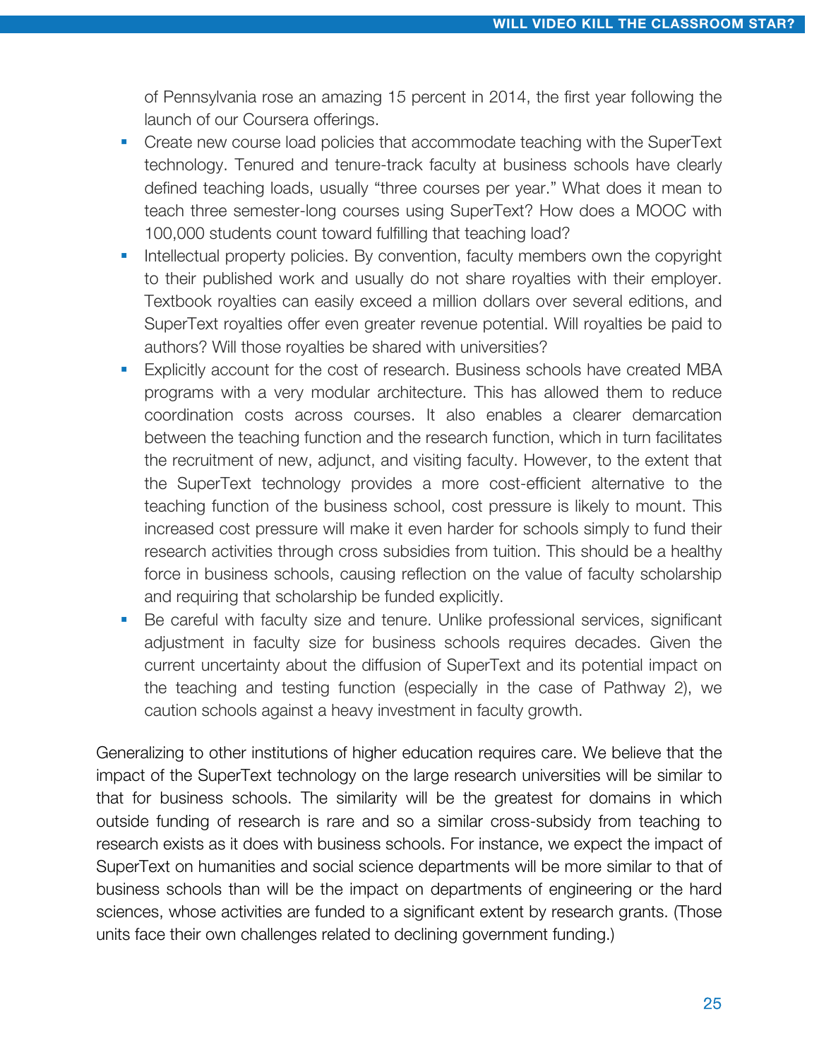of Pennsylvania rose an amazing 15 percent in 2014, the first year following the launch of our Coursera offerings.

- Create new course load policies that accommodate teaching with the SuperText technology. Tenured and tenure-track faculty at business schools have clearly defined teaching loads, usually "three courses per year." What does it mean to teach three semester-long courses using SuperText? How does a MOOC with 100,000 students count toward fulfilling that teaching load?
- Intellectual property policies. By convention, faculty members own the copyright to their published work and usually do not share royalties with their employer. Textbook royalties can easily exceed a million dollars over several editions, and SuperText royalties offer even greater revenue potential. Will royalties be paid to authors? Will those royalties be shared with universities?
- Explicitly account for the cost of research. Business schools have created MBA programs with a very modular architecture. This has allowed them to reduce coordination costs across courses. It also enables a clearer demarcation between the teaching function and the research function, which in turn facilitates the recruitment of new, adjunct, and visiting faculty. However, to the extent that the SuperText technology provides a more cost-efficient alternative to the teaching function of the business school, cost pressure is likely to mount. This increased cost pressure will make it even harder for schools simply to fund their research activities through cross subsidies from tuition. This should be a healthy force in business schools, causing reflection on the value of faculty scholarship and requiring that scholarship be funded explicitly.
- Be careful with faculty size and tenure. Unlike professional services, significant adjustment in faculty size for business schools requires decades. Given the current uncertainty about the diffusion of SuperText and its potential impact on the teaching and testing function (especially in the case of Pathway 2), we caution schools against a heavy investment in faculty growth.

Generalizing to other institutions of higher education requires care. We believe that the impact of the SuperText technology on the large research universities will be similar to that for business schools. The similarity will be the greatest for domains in which outside funding of research is rare and so a similar cross-subsidy from teaching to research exists as it does with business schools. For instance, we expect the impact of SuperText on humanities and social science departments will be more similar to that of business schools than will be the impact on departments of engineering or the hard sciences, whose activities are funded to a significant extent by research grants. (Those units face their own challenges related to declining government funding.)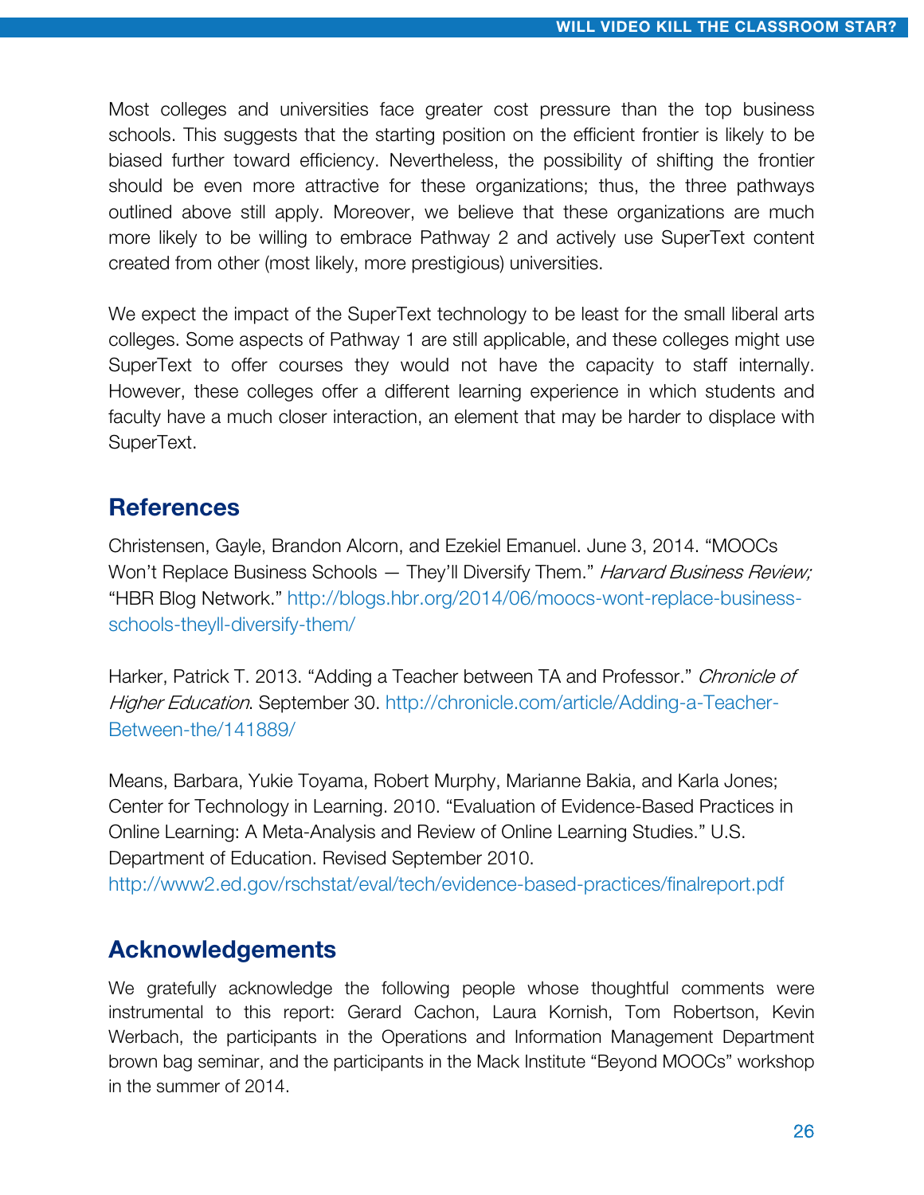Most colleges and universities face greater cost pressure than the top business schools. This suggests that the starting position on the efficient frontier is likely to be biased further toward efficiency. Nevertheless, the possibility of shifting the frontier should be even more attractive for these organizations; thus, the three pathways outlined above still apply. Moreover, we believe that these organizations are much more likely to be willing to embrace Pathway 2 and actively use SuperText content created from other (most likely, more prestigious) universities.

We expect the impact of the SuperText technology to be least for the small liberal arts colleges. Some aspects of Pathway 1 are still applicable, and these colleges might use SuperText to offer courses they would not have the capacity to staff internally. However, these colleges offer a different learning experience in which students and faculty have a much closer interaction, an element that may be harder to displace with SuperText.

## References

Christensen, Gayle, Brandon Alcorn, and Ezekiel Emanuel. June 3, 2014. "MOOCs Won't Replace Business Schools — They'll Diversify Them." *Harvard Business Review;* "HBR Blog Network." http://blogs.hbr.org/2014/06/moocs-wont-replace-business-schools-theyll-diversify-them/

Harker, Patrick T. 2013. "Adding a Teacher between TA and Professor." *Chronicle of Higher Education*. September 30. http://chronicle.com/article/Adding-a-Teacher-Between-the/141889/

Means, Barbara, Yukie Toyama, Robert Murphy, Marianne Bakia, and Karla Jones; Center for Technology in Learning. 2010. "Evaluation of Evidence-Based Practices in Online Learning: A Meta-Analysis and Review of Online Learning Studies." U.S. Department of Education. Revised September 2010. http://www2.ed.gov/rschstat/eval/tech/evidence-based-practices/finalreport.pdf

## Acknowledgements

We gratefully acknowledge the following people whose thoughtful comments were instrumental to this report: Gerard Cachon, Laura Kornish, Tom Robertson, Kevin Werbach, the participants in the Operations and Information Management Department brown bag seminar, and the participants in the Mack Institute "Beyond MOOCs" workshop in the summer of 2014.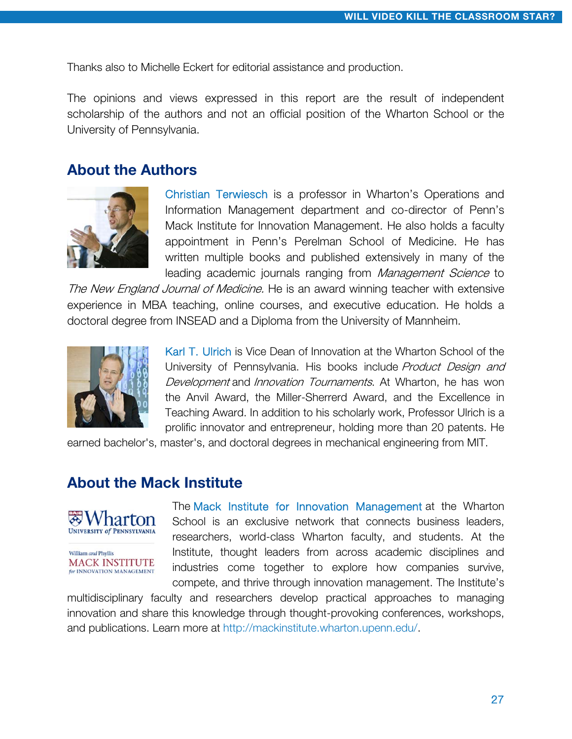Thanks also to Michelle Eckert for editorial assistance and production.

The opinions and views expressed in this report are the result of independent scholarship of the authors and not an official position of the Wharton School or the University of Pennsylvania.

## About the Authors

Christian Terwiesch is a professor in Wharton's Operations and Information Management department and co-director of Penn's Mack Institute for Innovation Management. He also holds a faculty appointment in Penn's Perelman School of Medicine. He has written multiple books and published extensively in many of the leading academic journals ranging from *Management Science* to *The New England Journal of Medicine.* He is an award winning teacher with extensive experience in MBA teaching, online courses, and executive education. He holds a doctoral degree from INSEAD and a Diploma from the University of Mannheim.

Karl T. Ulrich is Vice Dean of Innovation at the Wharton School of the University of Pennsylvania. His books include *Product Design and Development* and *Innovation Tournaments*. At Wharton, he has won the Anvil Award, the Miller-Sherrerd Award, and the Excellence in Teaching Award. In addition to his scholarly work, Professor Ulrich is a prolific innovator and entrepreneur, holding more than 20 patents. He earned bachelor's, master's, and doctoral degrees in mechanical engineering from MIT.

## About the Mack Institute

Wharton
UNIVERSITY of PENNSYLVANIA

William and Phyllis
MACK INSTITUTE
for INNOVATION MANAGEMENT

The Mack Institute for Innovation Management at the Wharton School is an exclusive network that connects business leaders, researchers, world-class Wharton faculty, and students. At the Institute, thought leaders from across academic disciplines and industries come together to explore how companies survive, compete, and thrive through innovation management. The Institute's multidisciplinary faculty and researchers develop practical approaches to managing innovation and share this knowledge through thought-provoking conferences, workshops, and publications. Learn more at http://mackinstitute.wharton.upenn.edu/.